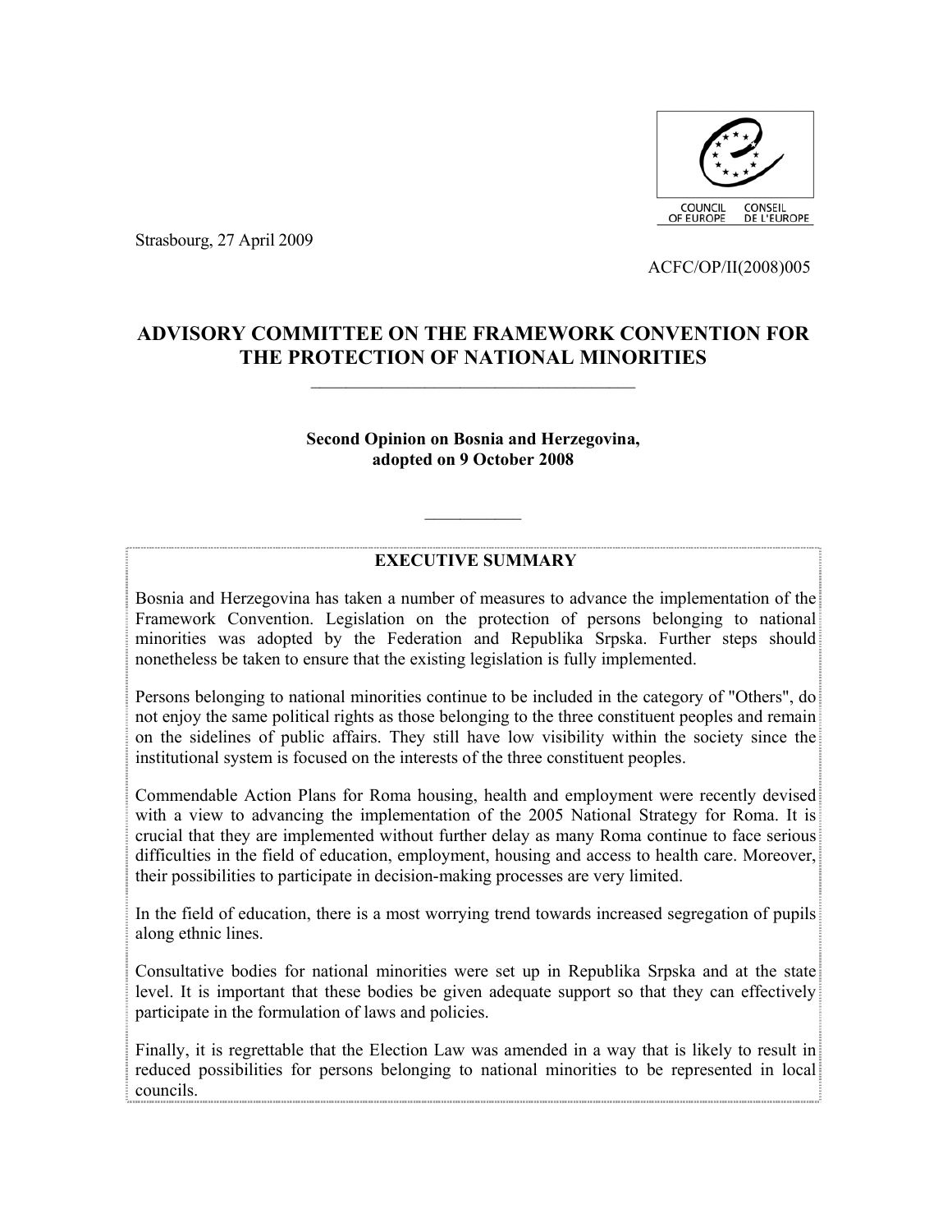COUNCIL OF EUROPE — CONSEIL DE L'EUROPE

Strasbourg, 27 April 2009

ACFC/OP/II(2008)005

# ADVISORY COMMITTEE ON THE FRAMEWORK CONVENTION FOR THE PROTECTION OF NATIONAL MINORITIES

**Second Opinion on Bosnia and Herzegovina, adopted on 9 October 2008**

## EXECUTIVE SUMMARY

Bosnia and Herzegovina has taken a number of measures to advance the implementation of the Framework Convention. Legislation on the protection of persons belonging to national minorities was adopted by the Federation and Republika Srpska. Further steps should nonetheless be taken to ensure that the existing legislation is fully implemented.

Persons belonging to national minorities continue to be included in the category of "Others", do not enjoy the same political rights as those belonging to the three constituent peoples and remain on the sidelines of public affairs. They still have low visibility within the society since the institutional system is focused on the interests of the three constituent peoples.

Commendable Action Plans for Roma housing, health and employment were recently devised with a view to advancing the implementation of the 2005 National Strategy for Roma. It is crucial that they are implemented without further delay as many Roma continue to face serious difficulties in the field of education, employment, housing and access to health care. Moreover, their possibilities to participate in decision-making processes are very limited.

In the field of education, there is a most worrying trend towards increased segregation of pupils along ethnic lines.

Consultative bodies for national minorities were set up in Republika Srpska and at the state level. It is important that these bodies be given adequate support so that they can effectively participate in the formulation of laws and policies.

Finally, it is regrettable that the Election Law was amended in a way that is likely to result in reduced possibilities for persons belonging to national minorities to be represented in local councils.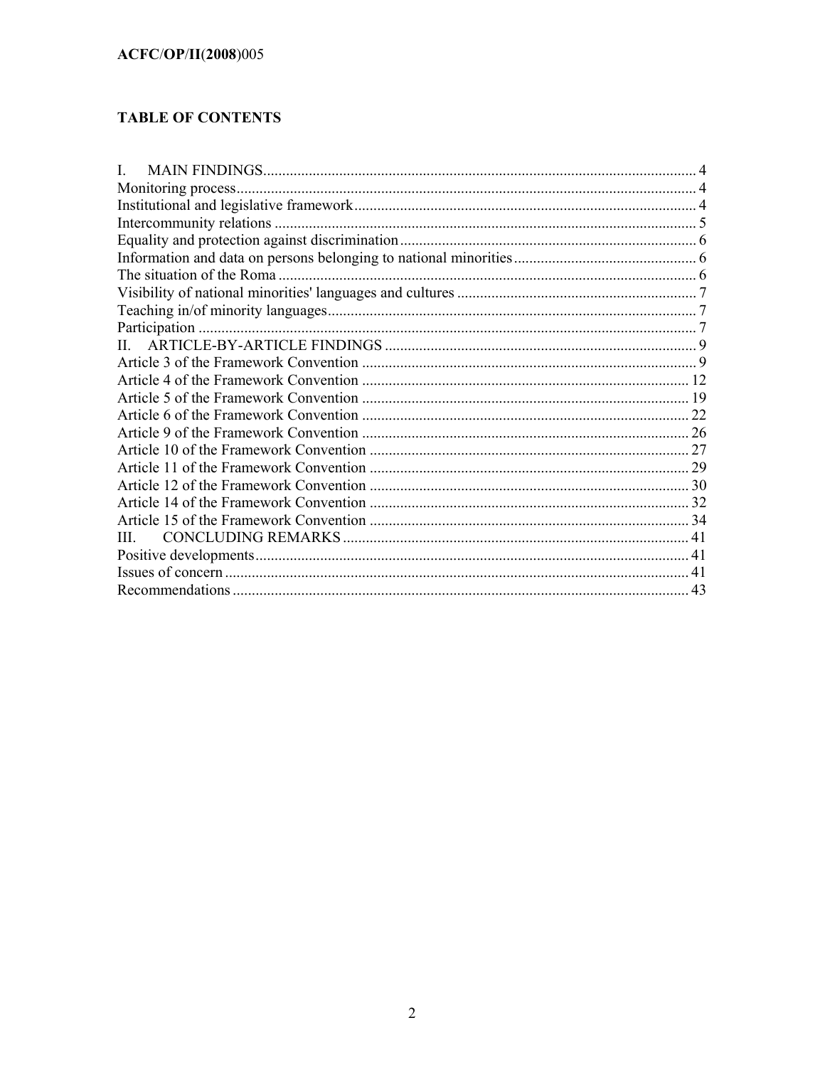## TABLE OF CONTENTS

I. MAIN FINDINGS ..... 4
Monitoring process ..... 4
Institutional and legislative framework ..... 4
Intercommunity relations ..... 5
Equality and protection against discrimination ..... 6
Information and data on persons belonging to national minorities ..... 6
The situation of the Roma ..... 6
Visibility of national minorities' languages and cultures ..... 7
Teaching in/of minority languages ..... 7
Participation ..... 7
II. ARTICLE-BY-ARTICLE FINDINGS ..... 9
Article 3 of the Framework Convention ..... 9
Article 4 of the Framework Convention ..... 12
Article 5 of the Framework Convention ..... 19
Article 6 of the Framework Convention ..... 22
Article 9 of the Framework Convention ..... 26
Article 10 of the Framework Convention ..... 27
Article 11 of the Framework Convention ..... 29
Article 12 of the Framework Convention ..... 30
Article 14 of the Framework Convention ..... 32
Article 15 of the Framework Convention ..... 34
III. CONCLUDING REMARKS ..... 41
Positive developments ..... 41
Issues of concern ..... 41
Recommendations ..... 43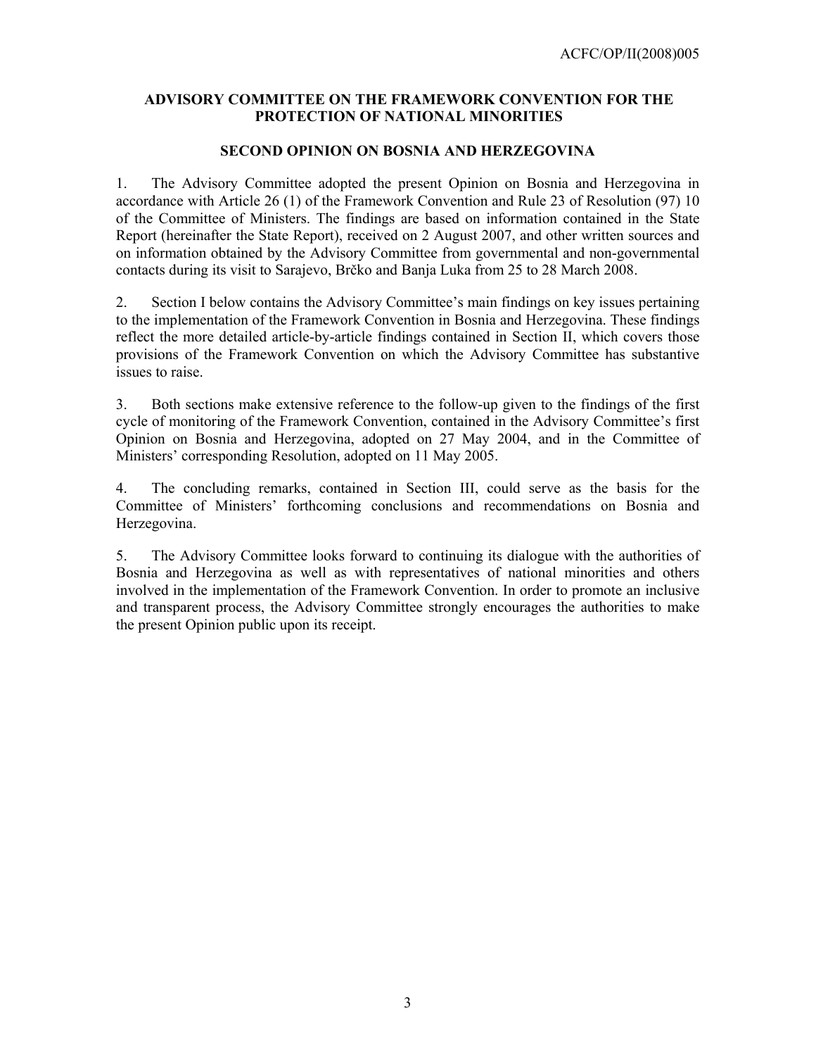# ADVISORY COMMITTEE ON THE FRAMEWORK CONVENTION FOR THE PROTECTION OF NATIONAL MINORITIES

## SECOND OPINION ON BOSNIA AND HERZEGOVINA

1. The Advisory Committee adopted the present Opinion on Bosnia and Herzegovina in accordance with Article 26 (1) of the Framework Convention and Rule 23 of Resolution (97) 10 of the Committee of Ministers. The findings are based on information contained in the State Report (hereinafter the State Report), received on 2 August 2007, and other written sources and on information obtained by the Advisory Committee from governmental and non-governmental contacts during its visit to Sarajevo, Brčko and Banja Luka from 25 to 28 March 2008.

2. Section I below contains the Advisory Committee's main findings on key issues pertaining to the implementation of the Framework Convention in Bosnia and Herzegovina. These findings reflect the more detailed article-by-article findings contained in Section II, which covers those provisions of the Framework Convention on which the Advisory Committee has substantive issues to raise.

3. Both sections make extensive reference to the follow-up given to the findings of the first cycle of monitoring of the Framework Convention, contained in the Advisory Committee's first Opinion on Bosnia and Herzegovina, adopted on 27 May 2004, and in the Committee of Ministers' corresponding Resolution, adopted on 11 May 2005.

4. The concluding remarks, contained in Section III, could serve as the basis for the Committee of Ministers' forthcoming conclusions and recommendations on Bosnia and Herzegovina.

5. The Advisory Committee looks forward to continuing its dialogue with the authorities of Bosnia and Herzegovina as well as with representatives of national minorities and others involved in the implementation of the Framework Convention. In order to promote an inclusive and transparent process, the Advisory Committee strongly encourages the authorities to make the present Opinion public upon its receipt.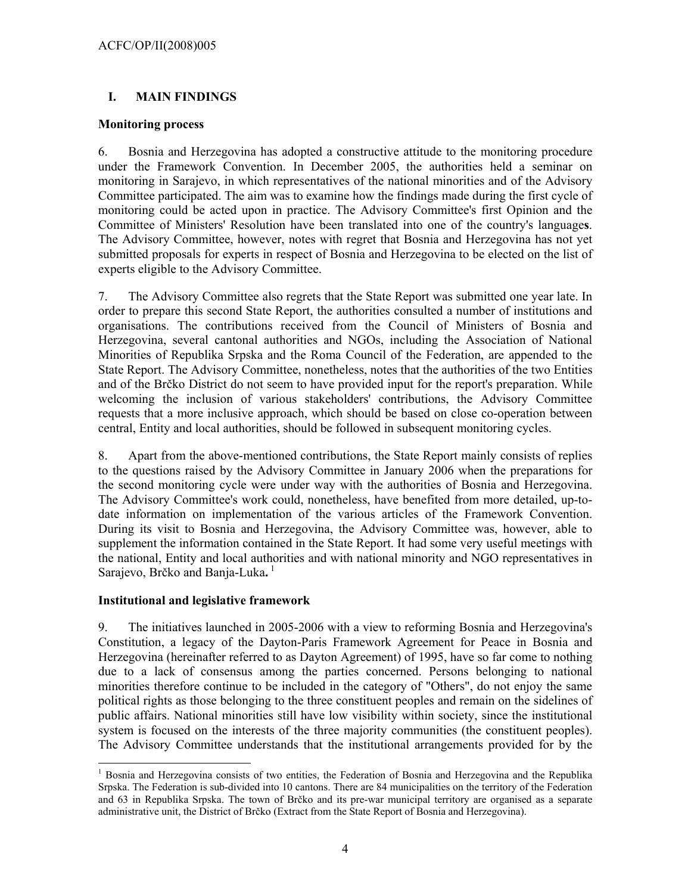# I. MAIN FINDINGS

## Monitoring process

6. Bosnia and Herzegovina has adopted a constructive attitude to the monitoring procedure under the Framework Convention. In December 2005, the authorities held a seminar on monitoring in Sarajevo, in which representatives of the national minorities and of the Advisory Committee participated. The aim was to examine how the findings made during the first cycle of monitoring could be acted upon in practice. The Advisory Committee's first Opinion and the Committee of Ministers' Resolution have been translated into one of the country's languages. The Advisory Committee, however, notes with regret that Bosnia and Herzegovina has not yet submitted proposals for experts in respect of Bosnia and Herzegovina to be elected on the list of experts eligible to the Advisory Committee.

7. The Advisory Committee also regrets that the State Report was submitted one year late. In order to prepare this second State Report, the authorities consulted a number of institutions and organisations. The contributions received from the Council of Ministers of Bosnia and Herzegovina, several cantonal authorities and NGOs, including the Association of National Minorities of Republika Srpska and the Roma Council of the Federation, are appended to the State Report. The Advisory Committee, nonetheless, notes that the authorities of the two Entities and of the Brčko District do not seem to have provided input for the report's preparation. While welcoming the inclusion of various stakeholders' contributions, the Advisory Committee requests that a more inclusive approach, which should be based on close co-operation between central, Entity and local authorities, should be followed in subsequent monitoring cycles.

8. Apart from the above-mentioned contributions, the State Report mainly consists of replies to the questions raised by the Advisory Committee in January 2006 when the preparations for the second monitoring cycle were under way with the authorities of Bosnia and Herzegovina. The Advisory Committee's work could, nonetheless, have benefited from more detailed, up-to-date information on implementation of the various articles of the Framework Convention. During its visit to Bosnia and Herzegovina, the Advisory Committee was, however, able to supplement the information contained in the State Report. It had some very useful meetings with the national, Entity and local authorities and with national minority and NGO representatives in Sarajevo, Brčko and Banja-Luka. [1]

## Institutional and legislative framework

9. The initiatives launched in 2005-2006 with a view to reforming Bosnia and Herzegovina's Constitution, a legacy of the Dayton-Paris Framework Agreement for Peace in Bosnia and Herzegovina (hereinafter referred to as Dayton Agreement) of 1995, have so far come to nothing due to a lack of consensus among the parties concerned. Persons belonging to national minorities therefore continue to be included in the category of "Others", do not enjoy the same political rights as those belonging to the three constituent peoples and remain on the sidelines of public affairs. National minorities still have low visibility within society, since the institutional system is focused on the interests of the three majority communities (the constituent peoples). The Advisory Committee understands that the institutional arrangements provided for by the

[1] Bosnia and Herzegovina consists of two entities, the Federation of Bosnia and Herzegovina and the Republika Srpska. The Federation is sub-divided into 10 cantons. There are 84 municipalities on the territory of the Federation and 63 in Republika Srpska. The town of Brčko and its pre-war municipal territory are organised as a separate administrative unit, the District of Brčko (Extract from the State Report of Bosnia and Herzegovina).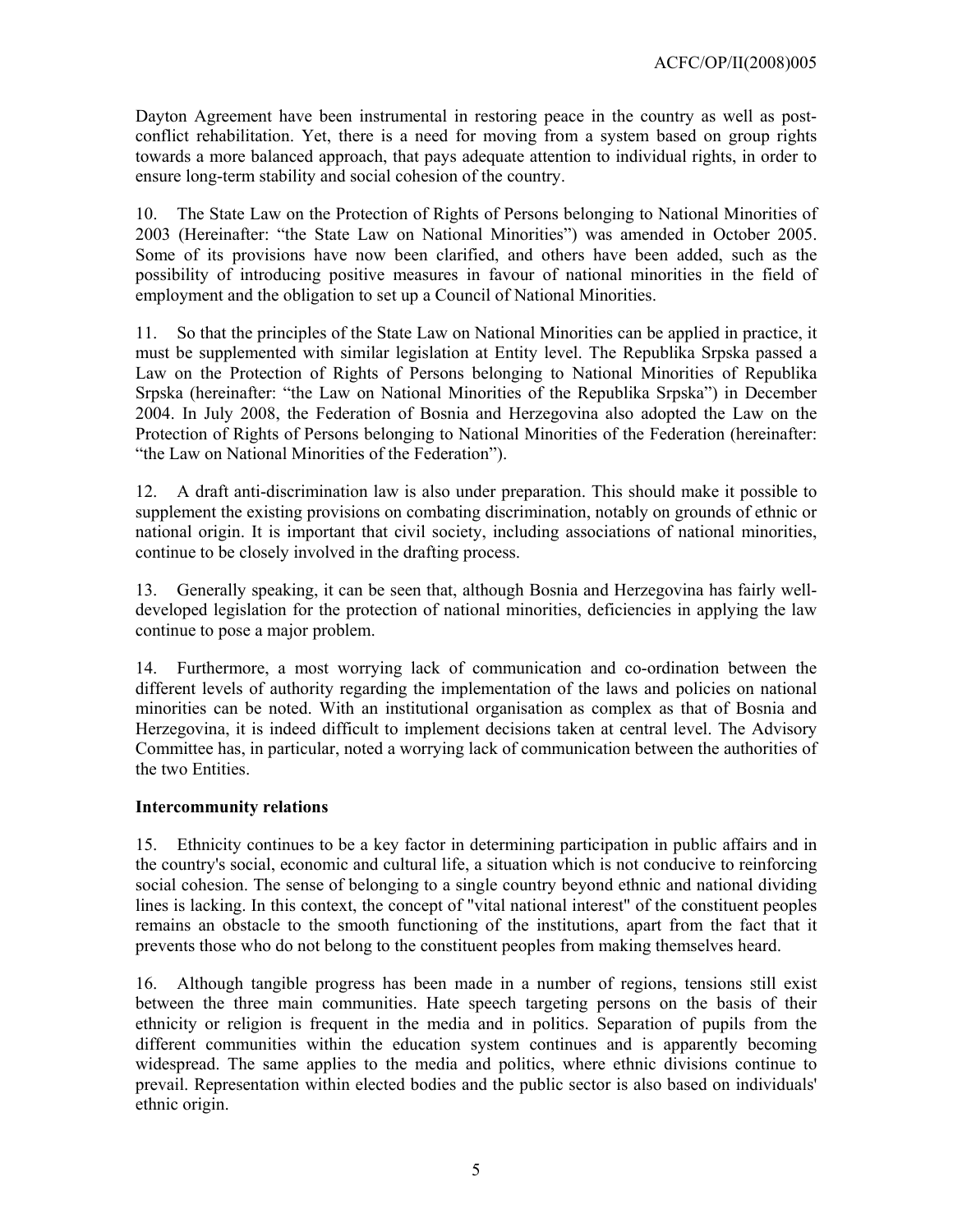Dayton Agreement have been instrumental in restoring peace in the country as well as post-conflict rehabilitation. Yet, there is a need for moving from a system based on group rights towards a more balanced approach, that pays adequate attention to individual rights, in order to ensure long-term stability and social cohesion of the country.

10. The State Law on the Protection of Rights of Persons belonging to National Minorities of 2003 (Hereinafter: "the State Law on National Minorities") was amended in October 2005. Some of its provisions have now been clarified, and others have been added, such as the possibility of introducing positive measures in favour of national minorities in the field of employment and the obligation to set up a Council of National Minorities.

11. So that the principles of the State Law on National Minorities can be applied in practice, it must be supplemented with similar legislation at Entity level. The Republika Srpska passed a Law on the Protection of Rights of Persons belonging to National Minorities of Republika Srpska (hereinafter: "the Law on National Minorities of the Republika Srpska") in December 2004. In July 2008, the Federation of Bosnia and Herzegovina also adopted the Law on the Protection of Rights of Persons belonging to National Minorities of the Federation (hereinafter: "the Law on National Minorities of the Federation").

12. A draft anti-discrimination law is also under preparation. This should make it possible to supplement the existing provisions on combating discrimination, notably on grounds of ethnic or national origin. It is important that civil society, including associations of national minorities, continue to be closely involved in the drafting process.

13. Generally speaking, it can be seen that, although Bosnia and Herzegovina has fairly well-developed legislation for the protection of national minorities, deficiencies in applying the law continue to pose a major problem.

14. Furthermore, a most worrying lack of communication and co-ordination between the different levels of authority regarding the implementation of the laws and policies on national minorities can be noted. With an institutional organisation as complex as that of Bosnia and Herzegovina, it is indeed difficult to implement decisions taken at central level. The Advisory Committee has, in particular, noted a worrying lack of communication between the authorities of the two Entities.

**Intercommunity relations**

15. Ethnicity continues to be a key factor in determining participation in public affairs and in the country's social, economic and cultural life, a situation which is not conducive to reinforcing social cohesion. The sense of belonging to a single country beyond ethnic and national dividing lines is lacking. In this context, the concept of "vital national interest" of the constituent peoples remains an obstacle to the smooth functioning of the institutions, apart from the fact that it prevents those who do not belong to the constituent peoples from making themselves heard.

16. Although tangible progress has been made in a number of regions, tensions still exist between the three main communities. Hate speech targeting persons on the basis of their ethnicity or religion is frequent in the media and in politics. Separation of pupils from the different communities within the education system continues and is apparently becoming widespread. The same applies to the media and politics, where ethnic divisions continue to prevail. Representation within elected bodies and the public sector is also based on individuals' ethnic origin.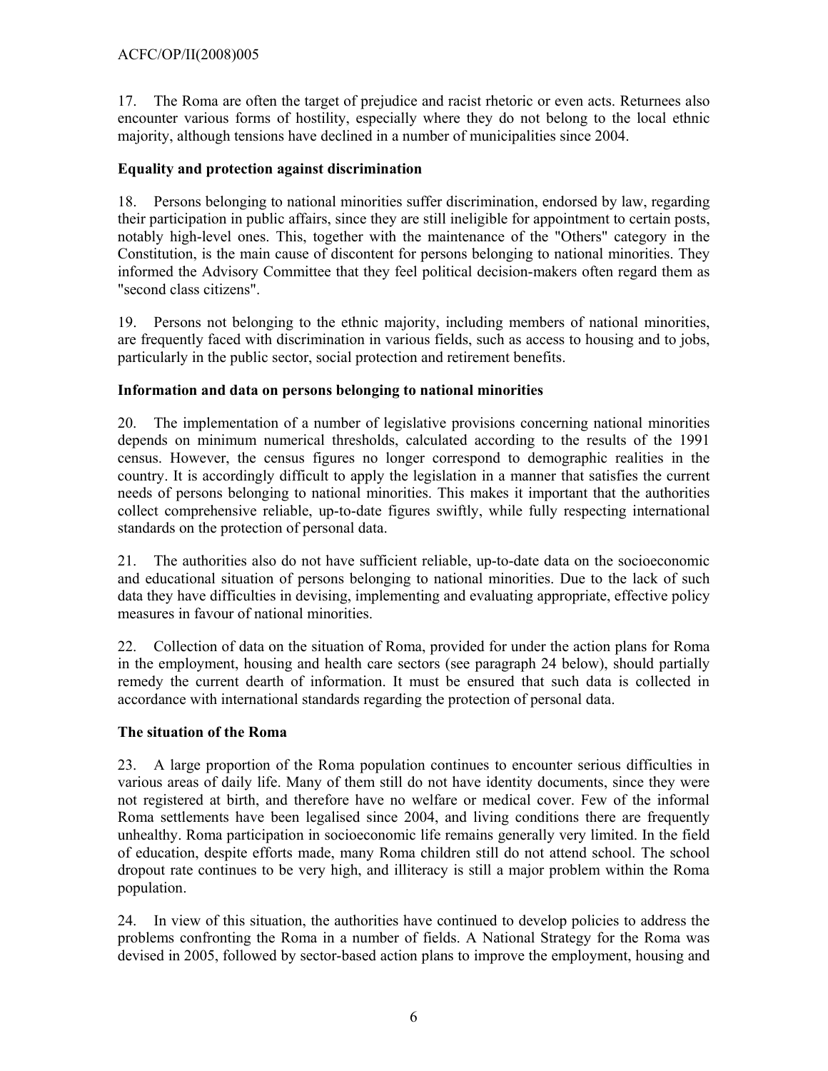17. The Roma are often the target of prejudice and racist rhetoric or even acts. Returnees also encounter various forms of hostility, especially where they do not belong to the local ethnic majority, although tensions have declined in a number of municipalities since 2004.

**Equality and protection against discrimination**

18. Persons belonging to national minorities suffer discrimination, endorsed by law, regarding their participation in public affairs, since they are still ineligible for appointment to certain posts, notably high-level ones. This, together with the maintenance of the "Others" category in the Constitution, is the main cause of discontent for persons belonging to national minorities. They informed the Advisory Committee that they feel political decision-makers often regard them as "second class citizens".

19. Persons not belonging to the ethnic majority, including members of national minorities, are frequently faced with discrimination in various fields, such as access to housing and to jobs, particularly in the public sector, social protection and retirement benefits.

**Information and data on persons belonging to national minorities**

20. The implementation of a number of legislative provisions concerning national minorities depends on minimum numerical thresholds, calculated according to the results of the 1991 census. However, the census figures no longer correspond to demographic realities in the country. It is accordingly difficult to apply the legislation in a manner that satisfies the current needs of persons belonging to national minorities. This makes it important that the authorities collect comprehensive reliable, up-to-date figures swiftly, while fully respecting international standards on the protection of personal data.

21. The authorities also do not have sufficient reliable, up-to-date data on the socioeconomic and educational situation of persons belonging to national minorities. Due to the lack of such data they have difficulties in devising, implementing and evaluating appropriate, effective policy measures in favour of national minorities.

22. Collection of data on the situation of Roma, provided for under the action plans for Roma in the employment, housing and health care sectors (see paragraph 24 below), should partially remedy the current dearth of information. It must be ensured that such data is collected in accordance with international standards regarding the protection of personal data.

**The situation of the Roma**

23. A large proportion of the Roma population continues to encounter serious difficulties in various areas of daily life. Many of them still do not have identity documents, since they were not registered at birth, and therefore have no welfare or medical cover. Few of the informal Roma settlements have been legalised since 2004, and living conditions there are frequently unhealthy. Roma participation in socioeconomic life remains generally very limited. In the field of education, despite efforts made, many Roma children still do not attend school. The school dropout rate continues to be very high, and illiteracy is still a major problem within the Roma population.

24. In view of this situation, the authorities have continued to develop policies to address the problems confronting the Roma in a number of fields. A National Strategy for the Roma was devised in 2005, followed by sector-based action plans to improve the employment, housing and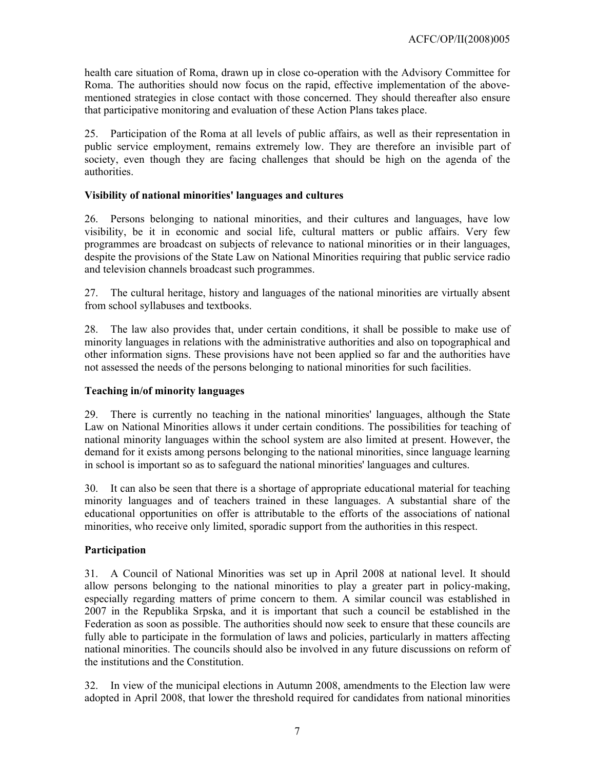health care situation of Roma, drawn up in close co-operation with the Advisory Committee for Roma. The authorities should now focus on the rapid, effective implementation of the above-mentioned strategies in close contact with those concerned. They should thereafter also ensure that participative monitoring and evaluation of these Action Plans takes place.

25. Participation of the Roma at all levels of public affairs, as well as their representation in public service employment, remains extremely low. They are therefore an invisible part of society, even though they are facing challenges that should be high on the agenda of the authorities.

**Visibility of national minorities' languages and cultures**

26. Persons belonging to national minorities, and their cultures and languages, have low visibility, be it in economic and social life, cultural matters or public affairs. Very few programmes are broadcast on subjects of relevance to national minorities or in their languages, despite the provisions of the State Law on National Minorities requiring that public service radio and television channels broadcast such programmes.

27. The cultural heritage, history and languages of the national minorities are virtually absent from school syllabuses and textbooks.

28. The law also provides that, under certain conditions, it shall be possible to make use of minority languages in relations with the administrative authorities and also on topographical and other information signs. These provisions have not been applied so far and the authorities have not assessed the needs of the persons belonging to national minorities for such facilities.

**Teaching in/of minority languages**

29. There is currently no teaching in the national minorities' languages, although the State Law on National Minorities allows it under certain conditions. The possibilities for teaching of national minority languages within the school system are also limited at present. However, the demand for it exists among persons belonging to the national minorities, since language learning in school is important so as to safeguard the national minorities' languages and cultures.

30. It can also be seen that there is a shortage of appropriate educational material for teaching minority languages and of teachers trained in these languages. A substantial share of the educational opportunities on offer is attributable to the efforts of the associations of national minorities, who receive only limited, sporadic support from the authorities in this respect.

**Participation**

31. A Council of National Minorities was set up in April 2008 at national level. It should allow persons belonging to the national minorities to play a greater part in policy-making, especially regarding matters of prime concern to them. A similar council was established in 2007 in the Republika Srpska, and it is important that such a council be established in the Federation as soon as possible. The authorities should now seek to ensure that these councils are fully able to participate in the formulation of laws and policies, particularly in matters affecting national minorities. The councils should also be involved in any future discussions on reform of the institutions and the Constitution.

32. In view of the municipal elections in Autumn 2008, amendments to the Election law were adopted in April 2008, that lower the threshold required for candidates from national minorities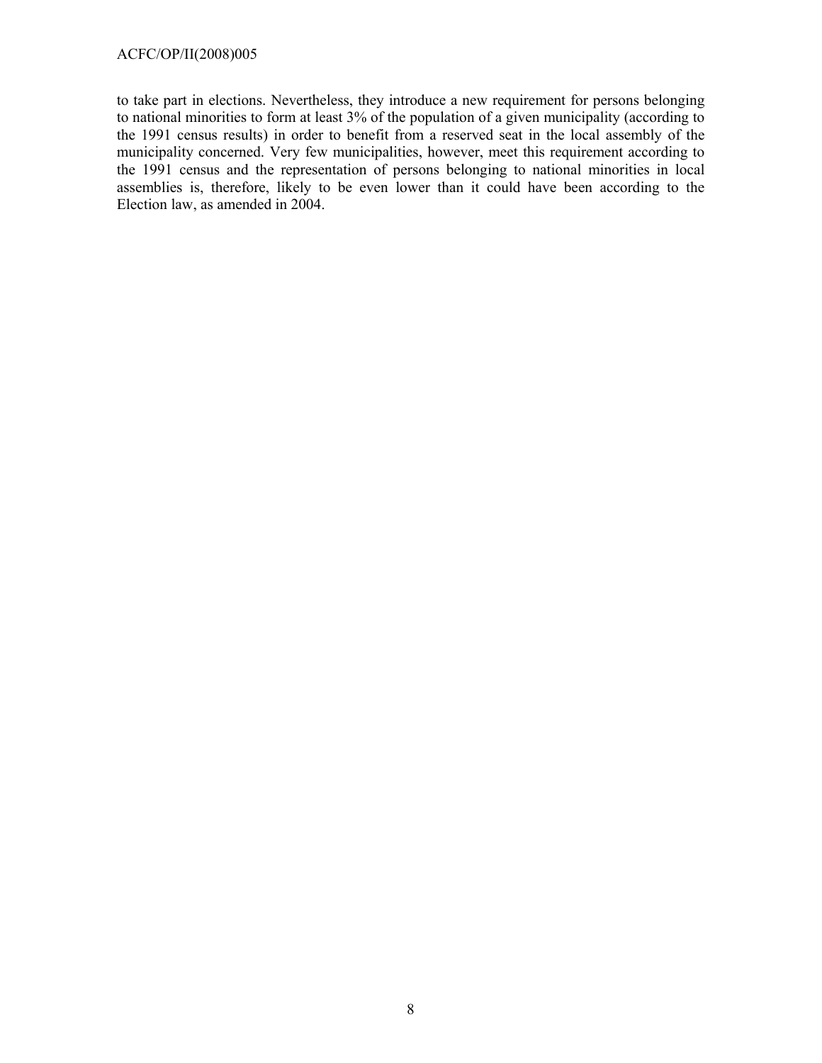to take part in elections. Nevertheless, they introduce a new requirement for persons belonging to national minorities to form at least 3% of the population of a given municipality (according to the 1991 census results) in order to benefit from a reserved seat in the local assembly of the municipality concerned. Very few municipalities, however, meet this requirement according to the 1991 census and the representation of persons belonging to national minorities in local assemblies is, therefore, likely to be even lower than it could have been according to the Election law, as amended in 2004.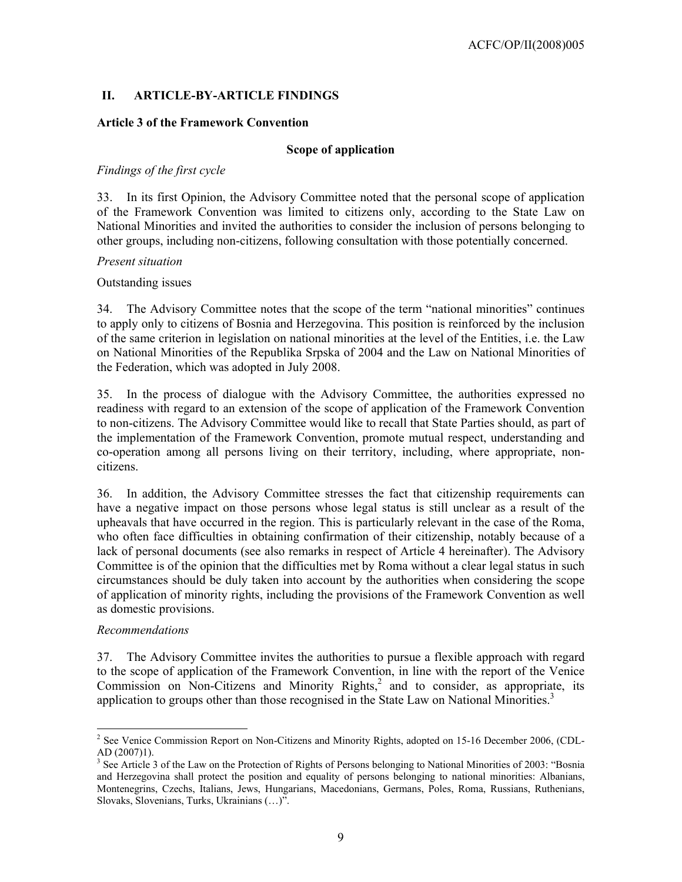## II. ARTICLE-BY-ARTICLE FINDINGS

### Article 3 of the Framework Convention

**Scope of application**

*Findings of the first cycle*

33. In its first Opinion, the Advisory Committee noted that the personal scope of application of the Framework Convention was limited to citizens only, according to the State Law on National Minorities and invited the authorities to consider the inclusion of persons belonging to other groups, including non-citizens, following consultation with those potentially concerned.

*Present situation*

Outstanding issues

34. The Advisory Committee notes that the scope of the term "national minorities" continues to apply only to citizens of Bosnia and Herzegovina. This position is reinforced by the inclusion of the same criterion in legislation on national minorities at the level of the Entities, i.e. the Law on National Minorities of the Republika Srpska of 2004 and the Law on National Minorities of the Federation, which was adopted in July 2008.

35. In the process of dialogue with the Advisory Committee, the authorities expressed no readiness with regard to an extension of the scope of application of the Framework Convention to non-citizens. The Advisory Committee would like to recall that State Parties should, as part of the implementation of the Framework Convention, promote mutual respect, understanding and co-operation among all persons living on their territory, including, where appropriate, non-citizens.

36. In addition, the Advisory Committee stresses the fact that citizenship requirements can have a negative impact on those persons whose legal status is still unclear as a result of the upheavals that have occurred in the region. This is particularly relevant in the case of the Roma, who often face difficulties in obtaining confirmation of their citizenship, notably because of a lack of personal documents (see also remarks in respect of Article 4 hereinafter). The Advisory Committee is of the opinion that the difficulties met by Roma without a clear legal status in such circumstances should be duly taken into account by the authorities when considering the scope of application of minority rights, including the provisions of the Framework Convention as well as domestic provisions.

*Recommendations*

37. The Advisory Committee invites the authorities to pursue a flexible approach with regard to the scope of application of the Framework Convention, in line with the report of the Venice Commission on Non-Citizens and Minority Rights,[2] and to consider, as appropriate, its application to groups other than those recognised in the State Law on National Minorities.[3]

---

[2] See Venice Commission Report on Non-Citizens and Minority Rights, adopted on 15-16 December 2006, (CDL-AD (2007)1).

[3] See Article 3 of the Law on the Protection of Rights of Persons belonging to National Minorities of 2003: "Bosnia and Herzegovina shall protect the position and equality of persons belonging to national minorities: Albanians, Montenegrins, Czechs, Italians, Jews, Hungarians, Macedonians, Germans, Poles, Roma, Russians, Ruthenians, Slovaks, Slovenians, Turks, Ukrainians (…)".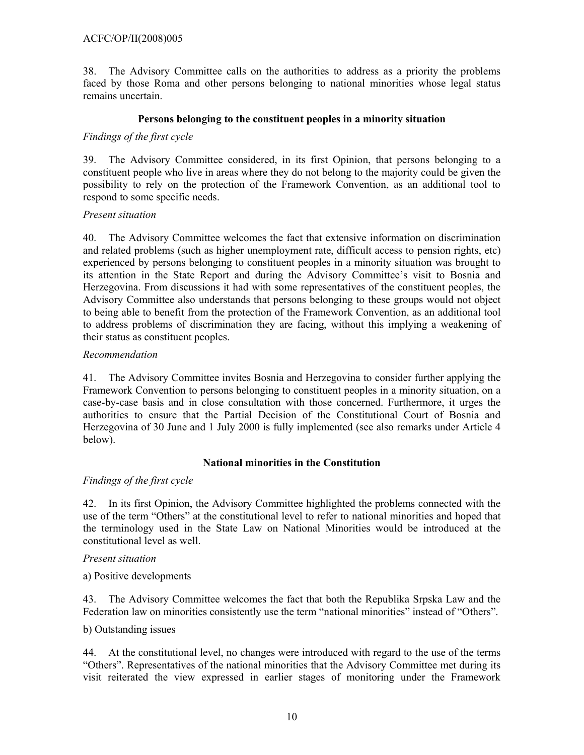38. The Advisory Committee calls on the authorities to address as a priority the problems faced by those Roma and other persons belonging to national minorities whose legal status remains uncertain.

### Persons belonging to the constituent peoples in a minority situation

*Findings of the first cycle*

39. The Advisory Committee considered, in its first Opinion, that persons belonging to a constituent people who live in areas where they do not belong to the majority could be given the possibility to rely on the protection of the Framework Convention, as an additional tool to respond to some specific needs.

*Present situation*

40. The Advisory Committee welcomes the fact that extensive information on discrimination and related problems (such as higher unemployment rate, difficult access to pension rights, etc) experienced by persons belonging to constituent peoples in a minority situation was brought to its attention in the State Report and during the Advisory Committee's visit to Bosnia and Herzegovina. From discussions it had with some representatives of the constituent peoples, the Advisory Committee also understands that persons belonging to these groups would not object to being able to benefit from the protection of the Framework Convention, as an additional tool to address problems of discrimination they are facing, without this implying a weakening of their status as constituent peoples.

*Recommendation*

41. The Advisory Committee invites Bosnia and Herzegovina to consider further applying the Framework Convention to persons belonging to constituent peoples in a minority situation, on a case-by-case basis and in close consultation with those concerned. Furthermore, it urges the authorities to ensure that the Partial Decision of the Constitutional Court of Bosnia and Herzegovina of 30 June and 1 July 2000 is fully implemented (see also remarks under Article 4 below).

### National minorities in the Constitution

*Findings of the first cycle*

42. In its first Opinion, the Advisory Committee highlighted the problems connected with the use of the term "Others" at the constitutional level to refer to national minorities and hoped that the terminology used in the State Law on National Minorities would be introduced at the constitutional level as well.

*Present situation*

a) Positive developments

43. The Advisory Committee welcomes the fact that both the Republika Srpska Law and the Federation law on minorities consistently use the term "national minorities" instead of "Others".

b) Outstanding issues

44. At the constitutional level, no changes were introduced with regard to the use of the terms "Others". Representatives of the national minorities that the Advisory Committee met during its visit reiterated the view expressed in earlier stages of monitoring under the Framework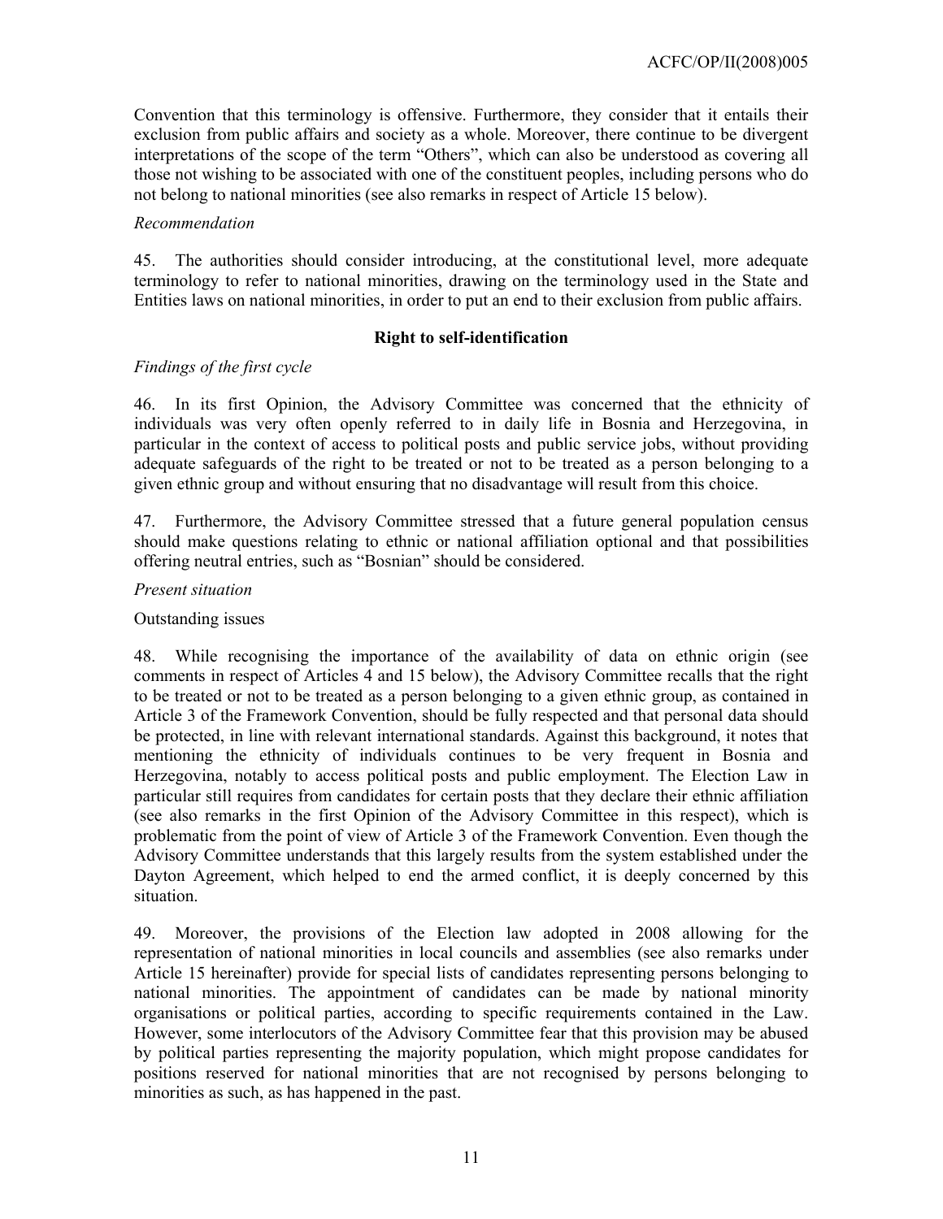Convention that this terminology is offensive. Furthermore, they consider that it entails their exclusion from public affairs and society as a whole. Moreover, there continue to be divergent interpretations of the scope of the term "Others", which can also be understood as covering all those not wishing to be associated with one of the constituent peoples, including persons who do not belong to national minorities (see also remarks in respect of Article 15 below).

*Recommendation*

45. The authorities should consider introducing, at the constitutional level, more adequate terminology to refer to national minorities, drawing on the terminology used in the State and Entities laws on national minorities, in order to put an end to their exclusion from public affairs.

**Right to self-identification**

*Findings of the first cycle*

46. In its first Opinion, the Advisory Committee was concerned that the ethnicity of individuals was very often openly referred to in daily life in Bosnia and Herzegovina, in particular in the context of access to political posts and public service jobs, without providing adequate safeguards of the right to be treated or not to be treated as a person belonging to a given ethnic group and without ensuring that no disadvantage will result from this choice.

47. Furthermore, the Advisory Committee stressed that a future general population census should make questions relating to ethnic or national affiliation optional and that possibilities offering neutral entries, such as "Bosnian" should be considered.

*Present situation*

Outstanding issues

48. While recognising the importance of the availability of data on ethnic origin (see comments in respect of Articles 4 and 15 below), the Advisory Committee recalls that the right to be treated or not to be treated as a person belonging to a given ethnic group, as contained in Article 3 of the Framework Convention, should be fully respected and that personal data should be protected, in line with relevant international standards. Against this background, it notes that mentioning the ethnicity of individuals continues to be very frequent in Bosnia and Herzegovina, notably to access political posts and public employment. The Election Law in particular still requires from candidates for certain posts that they declare their ethnic affiliation (see also remarks in the first Opinion of the Advisory Committee in this respect), which is problematic from the point of view of Article 3 of the Framework Convention. Even though the Advisory Committee understands that this largely results from the system established under the Dayton Agreement, which helped to end the armed conflict, it is deeply concerned by this situation.

49. Moreover, the provisions of the Election law adopted in 2008 allowing for the representation of national minorities in local councils and assemblies (see also remarks under Article 15 hereinafter) provide for special lists of candidates representing persons belonging to national minorities. The appointment of candidates can be made by national minority organisations or political parties, according to specific requirements contained in the Law. However, some interlocutors of the Advisory Committee fear that this provision may be abused by political parties representing the majority population, which might propose candidates for positions reserved for national minorities that are not recognised by persons belonging to minorities as such, as has happened in the past.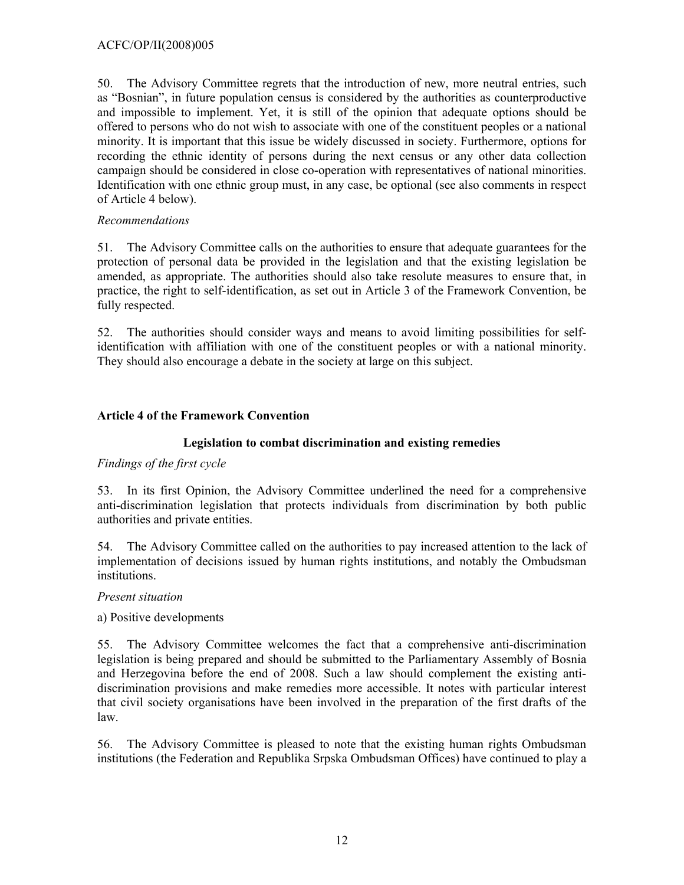50. The Advisory Committee regrets that the introduction of new, more neutral entries, such as "Bosnian", in future population census is considered by the authorities as counterproductive and impossible to implement. Yet, it is still of the opinion that adequate options should be offered to persons who do not wish to associate with one of the constituent peoples or a national minority. It is important that this issue be widely discussed in society. Furthermore, options for recording the ethnic identity of persons during the next census or any other data collection campaign should be considered in close co-operation with representatives of national minorities. Identification with one ethnic group must, in any case, be optional (see also comments in respect of Article 4 below).

*Recommendations*

51. The Advisory Committee calls on the authorities to ensure that adequate guarantees for the protection of personal data be provided in the legislation and that the existing legislation be amended, as appropriate. The authorities should also take resolute measures to ensure that, in practice, the right to self-identification, as set out in Article 3 of the Framework Convention, be fully respected.

52. The authorities should consider ways and means to avoid limiting possibilities for self-identification with affiliation with one of the constituent peoples or with a national minority. They should also encourage a debate in the society at large on this subject.

## Article 4 of the Framework Convention

### Legislation to combat discrimination and existing remedies

*Findings of the first cycle*

53. In its first Opinion, the Advisory Committee underlined the need for a comprehensive anti-discrimination legislation that protects individuals from discrimination by both public authorities and private entities.

54. The Advisory Committee called on the authorities to pay increased attention to the lack of implementation of decisions issued by human rights institutions, and notably the Ombudsman institutions.

*Present situation*

a) Positive developments

55. The Advisory Committee welcomes the fact that a comprehensive anti-discrimination legislation is being prepared and should be submitted to the Parliamentary Assembly of Bosnia and Herzegovina before the end of 2008. Such a law should complement the existing anti-discrimination provisions and make remedies more accessible. It notes with particular interest that civil society organisations have been involved in the preparation of the first drafts of the law.

56. The Advisory Committee is pleased to note that the existing human rights Ombudsman institutions (the Federation and Republika Srpska Ombudsman Offices) have continued to play a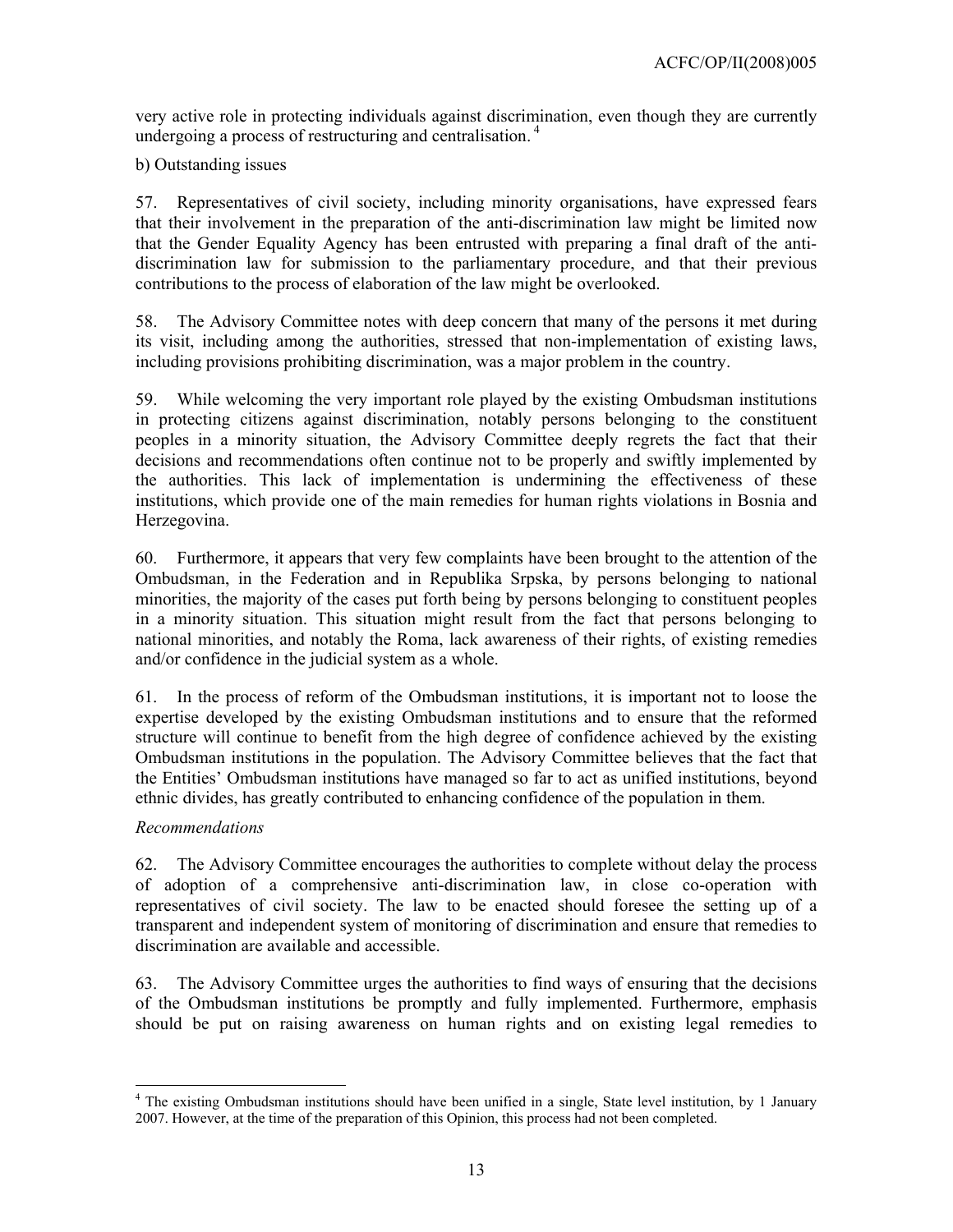very active role in protecting individuals against discrimination, even though they are currently undergoing a process of restructuring and centralisation.[4]

b) Outstanding issues

57. Representatives of civil society, including minority organisations, have expressed fears that their involvement in the preparation of the anti-discrimination law might be limited now that the Gender Equality Agency has been entrusted with preparing a final draft of the anti-discrimination law for submission to the parliamentary procedure, and that their previous contributions to the process of elaboration of the law might be overlooked.

58. The Advisory Committee notes with deep concern that many of the persons it met during its visit, including among the authorities, stressed that non-implementation of existing laws, including provisions prohibiting discrimination, was a major problem in the country.

59. While welcoming the very important role played by the existing Ombudsman institutions in protecting citizens against discrimination, notably persons belonging to the constituent peoples in a minority situation, the Advisory Committee deeply regrets the fact that their decisions and recommendations often continue not to be properly and swiftly implemented by the authorities. This lack of implementation is undermining the effectiveness of these institutions, which provide one of the main remedies for human rights violations in Bosnia and Herzegovina.

60. Furthermore, it appears that very few complaints have been brought to the attention of the Ombudsman, in the Federation and in Republika Srpska, by persons belonging to national minorities, the majority of the cases put forth being by persons belonging to constituent peoples in a minority situation. This situation might result from the fact that persons belonging to national minorities, and notably the Roma, lack awareness of their rights, of existing remedies and/or confidence in the judicial system as a whole.

61. In the process of reform of the Ombudsman institutions, it is important not to loose the expertise developed by the existing Ombudsman institutions and to ensure that the reformed structure will continue to benefit from the high degree of confidence achieved by the existing Ombudsman institutions in the population. The Advisory Committee believes that the fact that the Entities' Ombudsman institutions have managed so far to act as unified institutions, beyond ethnic divides, has greatly contributed to enhancing confidence of the population in them.

*Recommendations*

62. The Advisory Committee encourages the authorities to complete without delay the process of adoption of a comprehensive anti-discrimination law, in close co-operation with representatives of civil society. The law to be enacted should foresee the setting up of a transparent and independent system of monitoring of discrimination and ensure that remedies to discrimination are available and accessible.

63. The Advisory Committee urges the authorities to find ways of ensuring that the decisions of the Ombudsman institutions be promptly and fully implemented. Furthermore, emphasis should be put on raising awareness on human rights and on existing legal remedies to

---

[4] The existing Ombudsman institutions should have been unified in a single, State level institution, by 1 January 2007. However, at the time of the preparation of this Opinion, this process had not been completed.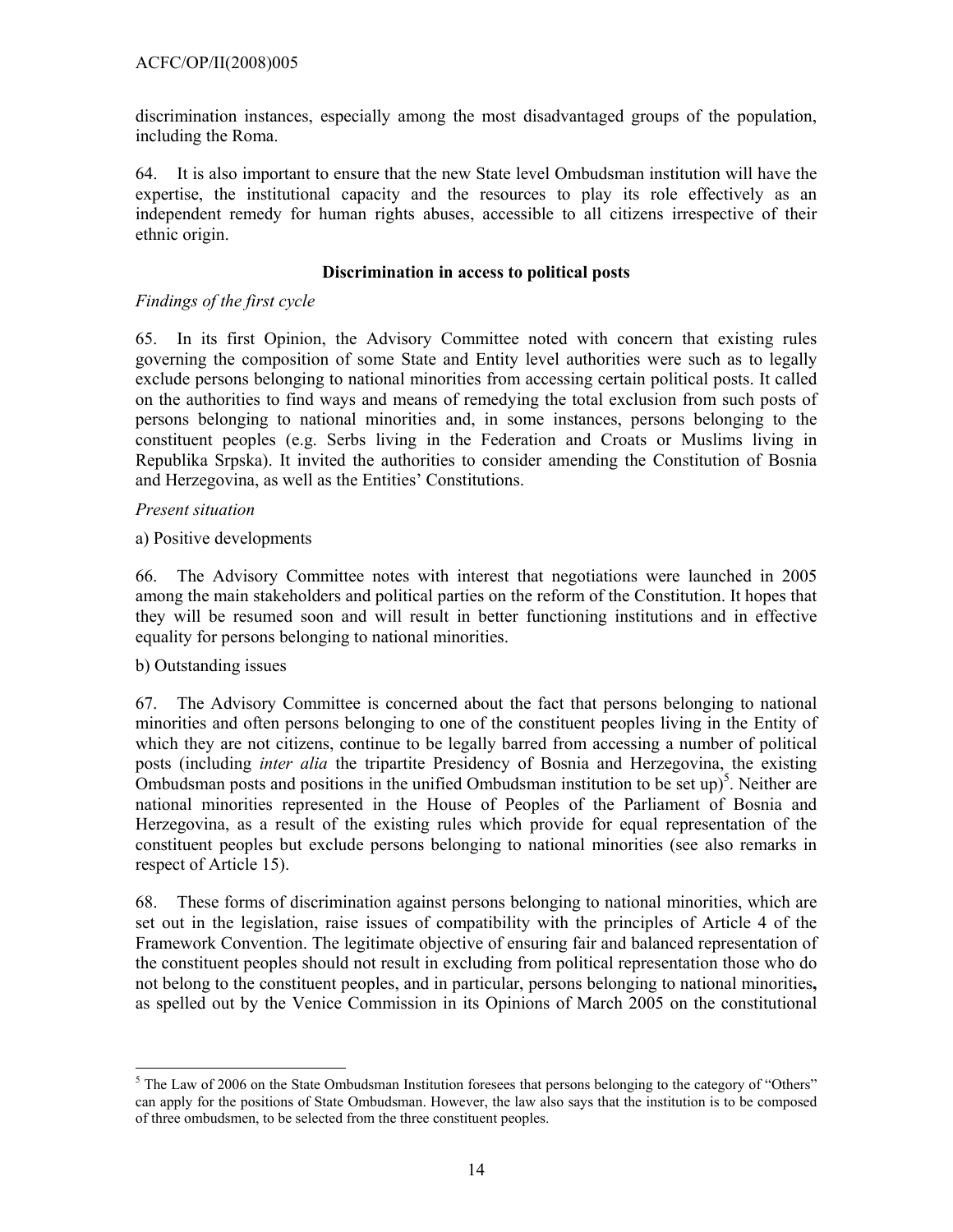discrimination instances, especially among the most disadvantaged groups of the population, including the Roma.

64. It is also important to ensure that the new State level Ombudsman institution will have the expertise, the institutional capacity and the resources to play its role effectively as an independent remedy for human rights abuses, accessible to all citizens irrespective of their ethnic origin.

### Discrimination in access to political posts

*Findings of the first cycle*

65. In its first Opinion, the Advisory Committee noted with concern that existing rules governing the composition of some State and Entity level authorities were such as to legally exclude persons belonging to national minorities from accessing certain political posts. It called on the authorities to find ways and means of remedying the total exclusion from such posts of persons belonging to national minorities and, in some instances, persons belonging to the constituent peoples (e.g. Serbs living in the Federation and Croats or Muslims living in Republika Srpska). It invited the authorities to consider amending the Constitution of Bosnia and Herzegovina, as well as the Entities' Constitutions.

*Present situation*

a) Positive developments

66. The Advisory Committee notes with interest that negotiations were launched in 2005 among the main stakeholders and political parties on the reform of the Constitution. It hopes that they will be resumed soon and will result in better functioning institutions and in effective equality for persons belonging to national minorities.

b) Outstanding issues

67. The Advisory Committee is concerned about the fact that persons belonging to national minorities and often persons belonging to one of the constituent peoples living in the Entity of which they are not citizens, continue to be legally barred from accessing a number of political posts (including *inter alia* the tripartite Presidency of Bosnia and Herzegovina, the existing Ombudsman posts and positions in the unified Ombudsman institution to be set up)[5]. Neither are national minorities represented in the House of Peoples of the Parliament of Bosnia and Herzegovina, as a result of the existing rules which provide for equal representation of the constituent peoples but exclude persons belonging to national minorities (see also remarks in respect of Article 15).

68. These forms of discrimination against persons belonging to national minorities, which are set out in the legislation, raise issues of compatibility with the principles of Article 4 of the Framework Convention. The legitimate objective of ensuring fair and balanced representation of the constituent peoples should not result in excluding from political representation those who do not belong to the constituent peoples, and in particular, persons belonging to national minorities**,** as spelled out by the Venice Commission in its Opinions of March 2005 on the constitutional

---

[5] The Law of 2006 on the State Ombudsman Institution foresees that persons belonging to the category of "Others" can apply for the positions of State Ombudsman. However, the law also says that the institution is to be composed of three ombudsmen, to be selected from the three constituent peoples.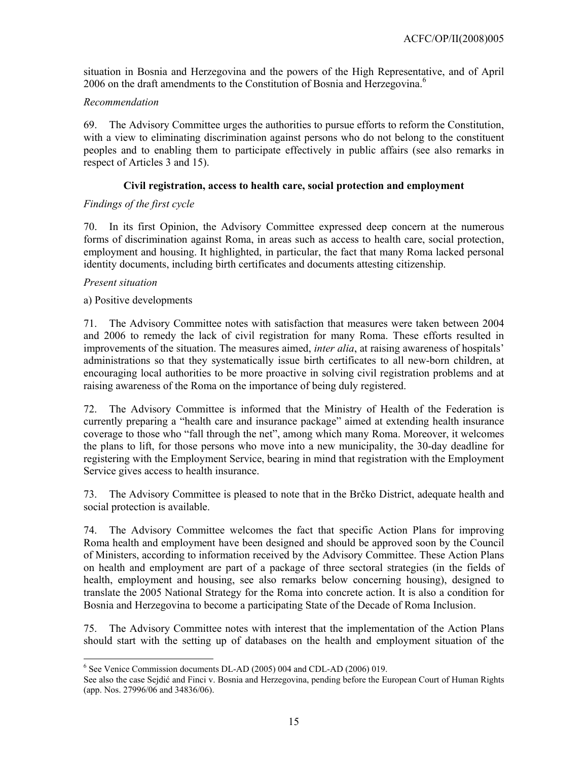situation in Bosnia and Herzegovina and the powers of the High Representative, and of April 2006 on the draft amendments to the Constitution of Bosnia and Herzegovina.[6]

*Recommendation*

69. The Advisory Committee urges the authorities to pursue efforts to reform the Constitution, with a view to eliminating discrimination against persons who do not belong to the constituent peoples and to enabling them to participate effectively in public affairs (see also remarks in respect of Articles 3 and 15).

### Civil registration, access to health care, social protection and employment

*Findings of the first cycle*

70. In its first Opinion, the Advisory Committee expressed deep concern at the numerous forms of discrimination against Roma, in areas such as access to health care, social protection, employment and housing. It highlighted, in particular, the fact that many Roma lacked personal identity documents, including birth certificates and documents attesting citizenship.

*Present situation*

a) Positive developments

71. The Advisory Committee notes with satisfaction that measures were taken between 2004 and 2006 to remedy the lack of civil registration for many Roma. These efforts resulted in improvements of the situation. The measures aimed, *inter alia*, at raising awareness of hospitals' administrations so that they systematically issue birth certificates to all new-born children, at encouraging local authorities to be more proactive in solving civil registration problems and at raising awareness of the Roma on the importance of being duly registered.

72. The Advisory Committee is informed that the Ministry of Health of the Federation is currently preparing a "health care and insurance package" aimed at extending health insurance coverage to those who "fall through the net", among which many Roma. Moreover, it welcomes the plans to lift, for those persons who move into a new municipality, the 30-day deadline for registering with the Employment Service, bearing in mind that registration with the Employment Service gives access to health insurance.

73. The Advisory Committee is pleased to note that in the Brčko District, adequate health and social protection is available.

74. The Advisory Committee welcomes the fact that specific Action Plans for improving Roma health and employment have been designed and should be approved soon by the Council of Ministers, according to information received by the Advisory Committee. These Action Plans on health and employment are part of a package of three sectoral strategies (in the fields of health, employment and housing, see also remarks below concerning housing), designed to translate the 2005 National Strategy for the Roma into concrete action. It is also a condition for Bosnia and Herzegovina to become a participating State of the Decade of Roma Inclusion.

75. The Advisory Committee notes with interest that the implementation of the Action Plans should start with the setting up of databases on the health and employment situation of the

---

[6] See Venice Commission documents DL-AD (2005) 004 and CDL-AD (2006) 019.
See also the case Sejdić and Finci v. Bosnia and Herzegovina, pending before the European Court of Human Rights (app. Nos. 27996/06 and 34836/06).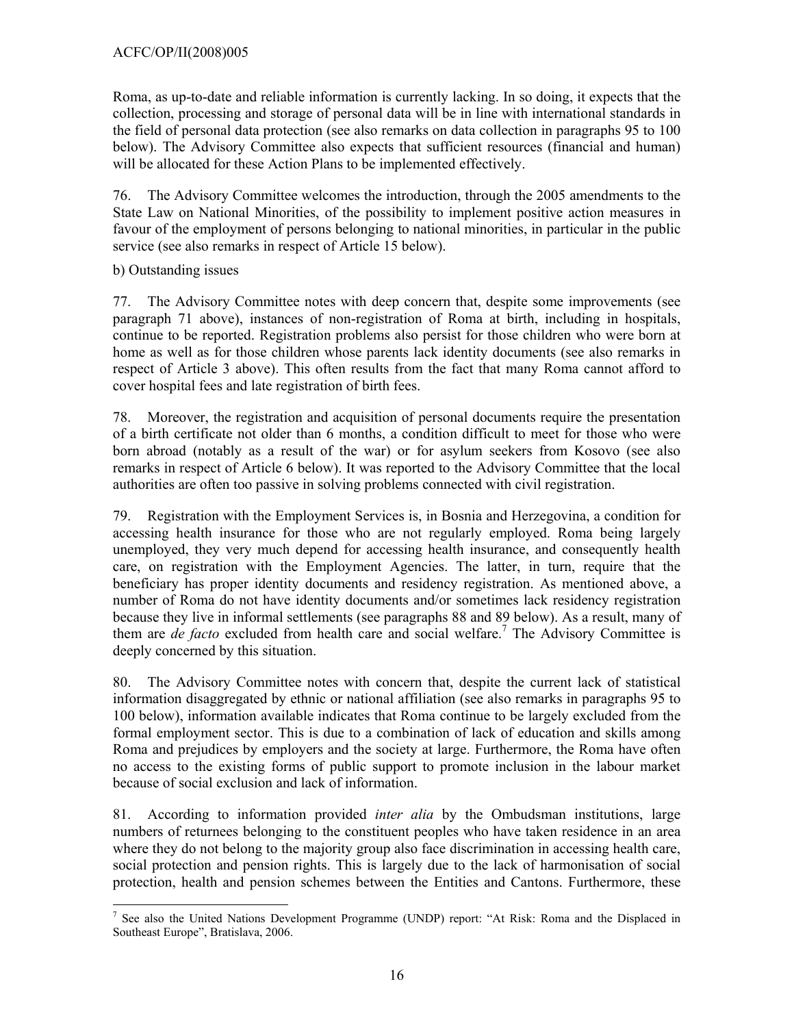Roma, as up-to-date and reliable information is currently lacking. In so doing, it expects that the collection, processing and storage of personal data will be in line with international standards in the field of personal data protection (see also remarks on data collection in paragraphs 95 to 100 below). The Advisory Committee also expects that sufficient resources (financial and human) will be allocated for these Action Plans to be implemented effectively.

76. The Advisory Committee welcomes the introduction, through the 2005 amendments to the State Law on National Minorities, of the possibility to implement positive action measures in favour of the employment of persons belonging to national minorities, in particular in the public service (see also remarks in respect of Article 15 below).

b) Outstanding issues

77. The Advisory Committee notes with deep concern that, despite some improvements (see paragraph 71 above), instances of non-registration of Roma at birth, including in hospitals, continue to be reported. Registration problems also persist for those children who were born at home as well as for those children whose parents lack identity documents (see also remarks in respect of Article 3 above). This often results from the fact that many Roma cannot afford to cover hospital fees and late registration of birth fees.

78. Moreover, the registration and acquisition of personal documents require the presentation of a birth certificate not older than 6 months, a condition difficult to meet for those who were born abroad (notably as a result of the war) or for asylum seekers from Kosovo (see also remarks in respect of Article 6 below). It was reported to the Advisory Committee that the local authorities are often too passive in solving problems connected with civil registration.

79. Registration with the Employment Services is, in Bosnia and Herzegovina, a condition for accessing health insurance for those who are not regularly employed. Roma being largely unemployed, they very much depend for accessing health insurance, and consequently health care, on registration with the Employment Agencies. The latter, in turn, require that the beneficiary has proper identity documents and residency registration. As mentioned above, a number of Roma do not have identity documents and/or sometimes lack residency registration because they live in informal settlements (see paragraphs 88 and 89 below). As a result, many of them are *de facto* excluded from health care and social welfare.[7] The Advisory Committee is deeply concerned by this situation.

80. The Advisory Committee notes with concern that, despite the current lack of statistical information disaggregated by ethnic or national affiliation (see also remarks in paragraphs 95 to 100 below), information available indicates that Roma continue to be largely excluded from the formal employment sector. This is due to a combination of lack of education and skills among Roma and prejudices by employers and the society at large. Furthermore, the Roma have often no access to the existing forms of public support to promote inclusion in the labour market because of social exclusion and lack of information.

81. According to information provided *inter alia* by the Ombudsman institutions, large numbers of returnees belonging to the constituent peoples who have taken residence in an area where they do not belong to the majority group also face discrimination in accessing health care, social protection and pension rights. This is largely due to the lack of harmonisation of social protection, health and pension schemes between the Entities and Cantons. Furthermore, these

[7] See also the United Nations Development Programme (UNDP) report: "At Risk: Roma and the Displaced in Southeast Europe", Bratislava, 2006.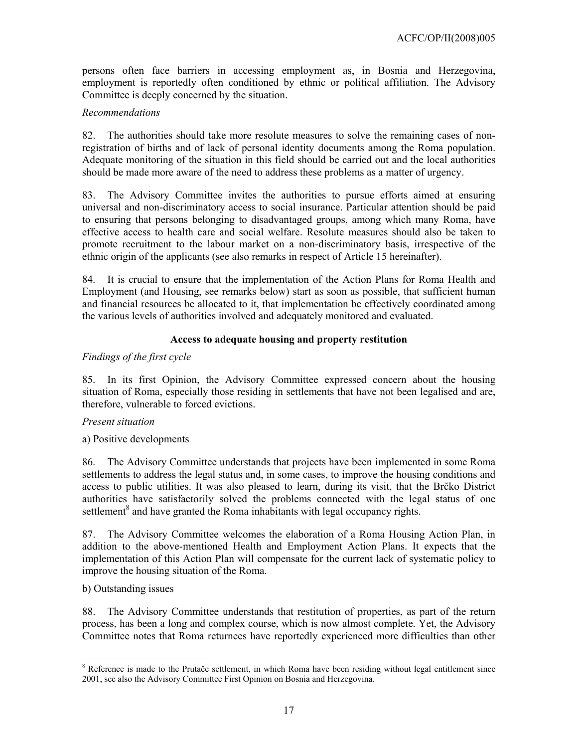persons often face barriers in accessing employment as, in Bosnia and Herzegovina, employment is reportedly often conditioned by ethnic or political affiliation. The Advisory Committee is deeply concerned by the situation.

*Recommendations*

82. The authorities should take more resolute measures to solve the remaining cases of non-registration of births and of lack of personal identity documents among the Roma population. Adequate monitoring of the situation in this field should be carried out and the local authorities should be made more aware of the need to address these problems as a matter of urgency.

83. The Advisory Committee invites the authorities to pursue efforts aimed at ensuring universal and non-discriminatory access to social insurance. Particular attention should be paid to ensuring that persons belonging to disadvantaged groups, among which many Roma, have effective access to health care and social welfare. Resolute measures should also be taken to promote recruitment to the labour market on a non-discriminatory basis, irrespective of the ethnic origin of the applicants (see also remarks in respect of Article 15 hereinafter).

84. It is crucial to ensure that the implementation of the Action Plans for Roma Health and Employment (and Housing, see remarks below) start as soon as possible, that sufficient human and financial resources be allocated to it, that implementation be effectively coordinated among the various levels of authorities involved and adequately monitored and evaluated.

**Access to adequate housing and property restitution**

*Findings of the first cycle*

85. In its first Opinion, the Advisory Committee expressed concern about the housing situation of Roma, especially those residing in settlements that have not been legalised and are, therefore, vulnerable to forced evictions.

*Present situation*

a) Positive developments

86. The Advisory Committee understands that projects have been implemented in some Roma settlements to address the legal status and, in some cases, to improve the housing conditions and access to public utilities. It was also pleased to learn, during its visit, that the Brčko District authorities have satisfactorily solved the problems connected with the legal status of one settlement[8] and have granted the Roma inhabitants with legal occupancy rights.

87. The Advisory Committee welcomes the elaboration of a Roma Housing Action Plan, in addition to the above-mentioned Health and Employment Action Plans. It expects that the implementation of this Action Plan will compensate for the current lack of systematic policy to improve the housing situation of the Roma.

b) Outstanding issues

88. The Advisory Committee understands that restitution of properties, as part of the return process, has been a long and complex course, which is now almost complete. Yet, the Advisory Committee notes that Roma returnees have reportedly experienced more difficulties than other

[8] Reference is made to the Prutače settlement, in which Roma have been residing without legal entitlement since 2001, see also the Advisory Committee First Opinion on Bosnia and Herzegovina.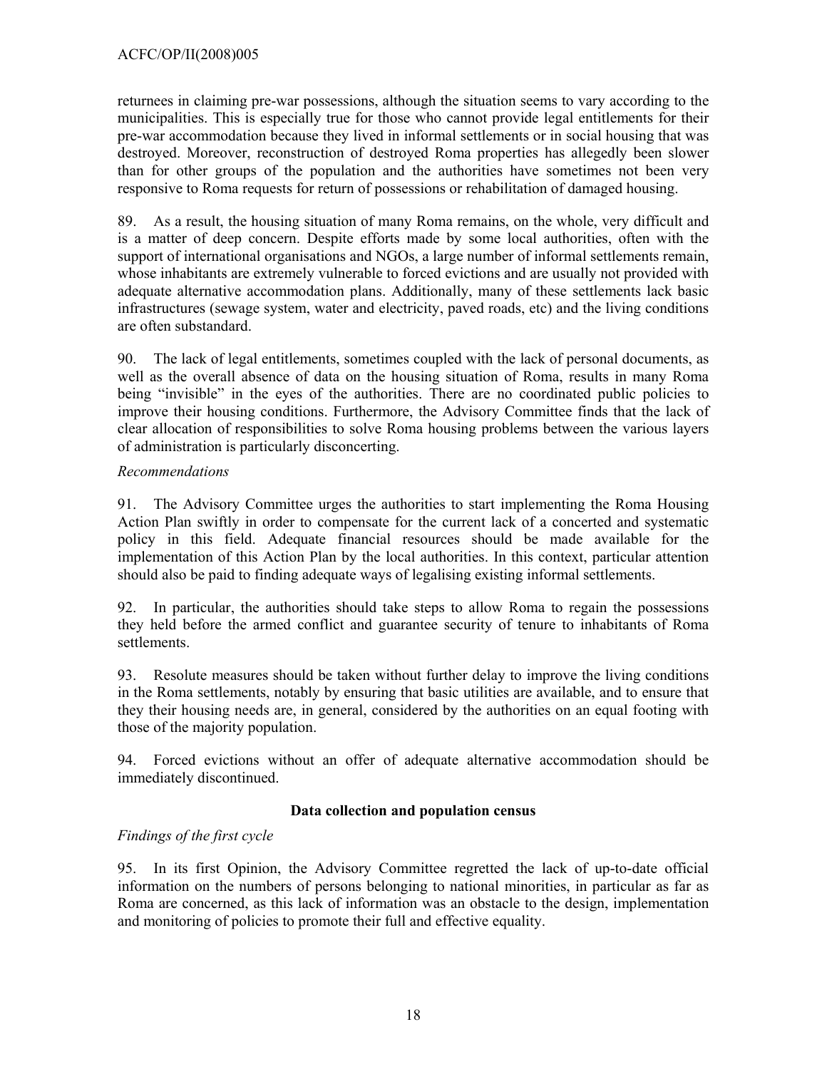returnees in claiming pre-war possessions, although the situation seems to vary according to the municipalities. This is especially true for those who cannot provide legal entitlements for their pre-war accommodation because they lived in informal settlements or in social housing that was destroyed. Moreover, reconstruction of destroyed Roma properties has allegedly been slower than for other groups of the population and the authorities have sometimes not been very responsive to Roma requests for return of possessions or rehabilitation of damaged housing.

89. As a result, the housing situation of many Roma remains, on the whole, very difficult and is a matter of deep concern. Despite efforts made by some local authorities, often with the support of international organisations and NGOs, a large number of informal settlements remain, whose inhabitants are extremely vulnerable to forced evictions and are usually not provided with adequate alternative accommodation plans. Additionally, many of these settlements lack basic infrastructures (sewage system, water and electricity, paved roads, etc) and the living conditions are often substandard.

90. The lack of legal entitlements, sometimes coupled with the lack of personal documents, as well as the overall absence of data on the housing situation of Roma, results in many Roma being "invisible" in the eyes of the authorities. There are no coordinated public policies to improve their housing conditions. Furthermore, the Advisory Committee finds that the lack of clear allocation of responsibilities to solve Roma housing problems between the various layers of administration is particularly disconcerting.

*Recommendations*

91. The Advisory Committee urges the authorities to start implementing the Roma Housing Action Plan swiftly in order to compensate for the current lack of a concerted and systematic policy in this field. Adequate financial resources should be made available for the implementation of this Action Plan by the local authorities. In this context, particular attention should also be paid to finding adequate ways of legalising existing informal settlements.

92. In particular, the authorities should take steps to allow Roma to regain the possessions they held before the armed conflict and guarantee security of tenure to inhabitants of Roma settlements.

93. Resolute measures should be taken without further delay to improve the living conditions in the Roma settlements, notably by ensuring that basic utilities are available, and to ensure that they their housing needs are, in general, considered by the authorities on an equal footing with those of the majority population.

94. Forced evictions without an offer of adequate alternative accommodation should be immediately discontinued.

**Data collection and population census**

*Findings of the first cycle*

95. In its first Opinion, the Advisory Committee regretted the lack of up-to-date official information on the numbers of persons belonging to national minorities, in particular as far as Roma are concerned, as this lack of information was an obstacle to the design, implementation and monitoring of policies to promote their full and effective equality.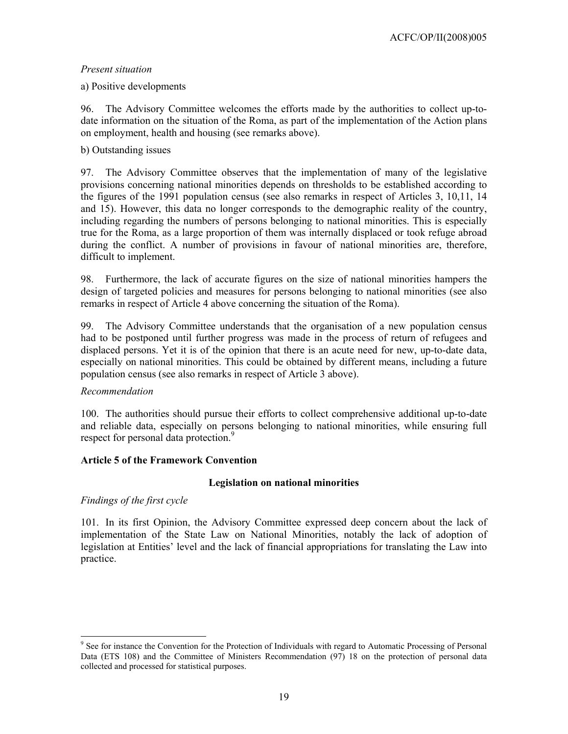*Present situation*

a) Positive developments

96. The Advisory Committee welcomes the efforts made by the authorities to collect up-to-date information on the situation of the Roma, as part of the implementation of the Action plans on employment, health and housing (see remarks above).

b) Outstanding issues

97. The Advisory Committee observes that the implementation of many of the legislative provisions concerning national minorities depends on thresholds to be established according to the figures of the 1991 population census (see also remarks in respect of Articles 3, 10,11, 14 and 15). However, this data no longer corresponds to the demographic reality of the country, including regarding the numbers of persons belonging to national minorities. This is especially true for the Roma, as a large proportion of them was internally displaced or took refuge abroad during the conflict. A number of provisions in favour of national minorities are, therefore, difficult to implement.

98. Furthermore, the lack of accurate figures on the size of national minorities hampers the design of targeted policies and measures for persons belonging to national minorities (see also remarks in respect of Article 4 above concerning the situation of the Roma).

99. The Advisory Committee understands that the organisation of a new population census had to be postponed until further progress was made in the process of return of refugees and displaced persons. Yet it is of the opinion that there is an acute need for new, up-to-date data, especially on national minorities. This could be obtained by different means, including a future population census (see also remarks in respect of Article 3 above).

*Recommendation*

100. The authorities should pursue their efforts to collect comprehensive additional up-to-date and reliable data, especially on persons belonging to national minorities, while ensuring full respect for personal data protection.[9]

**Article 5 of the Framework Convention**

**Legislation on national minorities**

*Findings of the first cycle*

101. In its first Opinion, the Advisory Committee expressed deep concern about the lack of implementation of the State Law on National Minorities, notably the lack of adoption of legislation at Entities' level and the lack of financial appropriations for translating the Law into practice.

[9] See for instance the Convention for the Protection of Individuals with regard to Automatic Processing of Personal Data (ETS 108) and the Committee of Ministers Recommendation (97) 18 on the protection of personal data collected and processed for statistical purposes.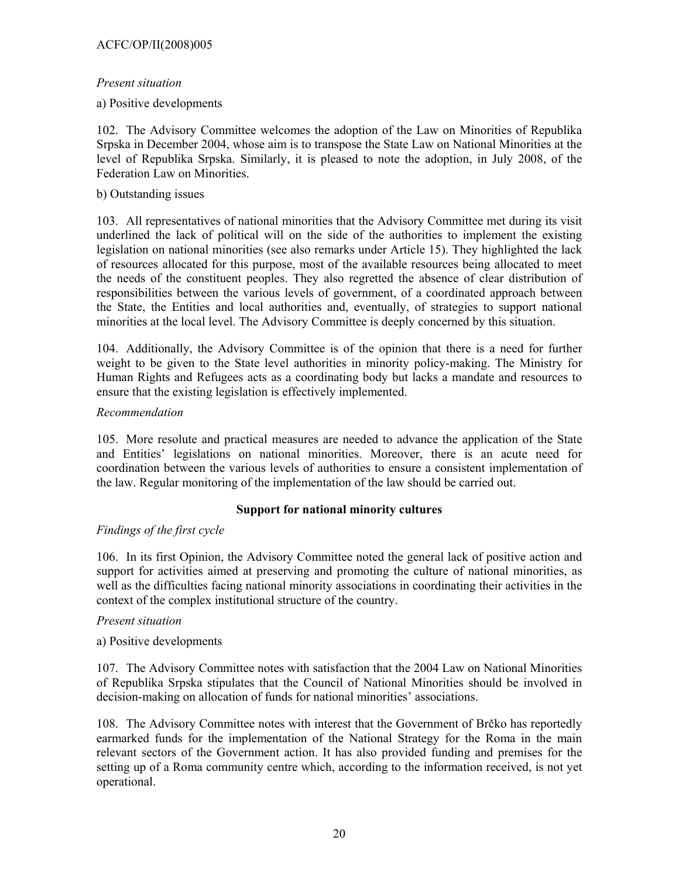*Present situation*

a) Positive developments

102. The Advisory Committee welcomes the adoption of the Law on Minorities of Republika Srpska in December 2004, whose aim is to transpose the State Law on National Minorities at the level of Republika Srpska. Similarly, it is pleased to note the adoption, in July 2008, of the Federation Law on Minorities.

b) Outstanding issues

103. All representatives of national minorities that the Advisory Committee met during its visit underlined the lack of political will on the side of the authorities to implement the existing legislation on national minorities (see also remarks under Article 15). They highlighted the lack of resources allocated for this purpose, most of the available resources being allocated to meet the needs of the constituent peoples. They also regretted the absence of clear distribution of responsibilities between the various levels of government, of a coordinated approach between the State, the Entities and local authorities and, eventually, of strategies to support national minorities at the local level. The Advisory Committee is deeply concerned by this situation.

104. Additionally, the Advisory Committee is of the opinion that there is a need for further weight to be given to the State level authorities in minority policy-making. The Ministry for Human Rights and Refugees acts as a coordinating body but lacks a mandate and resources to ensure that the existing legislation is effectively implemented.

*Recommendation*

105. More resolute and practical measures are needed to advance the application of the State and Entities' legislations on national minorities. Moreover, there is an acute need for coordination between the various levels of authorities to ensure a consistent implementation of the law. Regular monitoring of the implementation of the law should be carried out.

**Support for national minority cultures**

*Findings of the first cycle*

106. In its first Opinion, the Advisory Committee noted the general lack of positive action and support for activities aimed at preserving and promoting the culture of national minorities, as well as the difficulties facing national minority associations in coordinating their activities in the context of the complex institutional structure of the country.

*Present situation*

a) Positive developments

107. The Advisory Committee notes with satisfaction that the 2004 Law on National Minorities of Republika Srpska stipulates that the Council of National Minorities should be involved in decision-making on allocation of funds for national minorities' associations.

108. The Advisory Committee notes with interest that the Government of Brčko has reportedly earmarked funds for the implementation of the National Strategy for the Roma in the main relevant sectors of the Government action. It has also provided funding and premises for the setting up of a Roma community centre which, according to the information received, is not yet operational.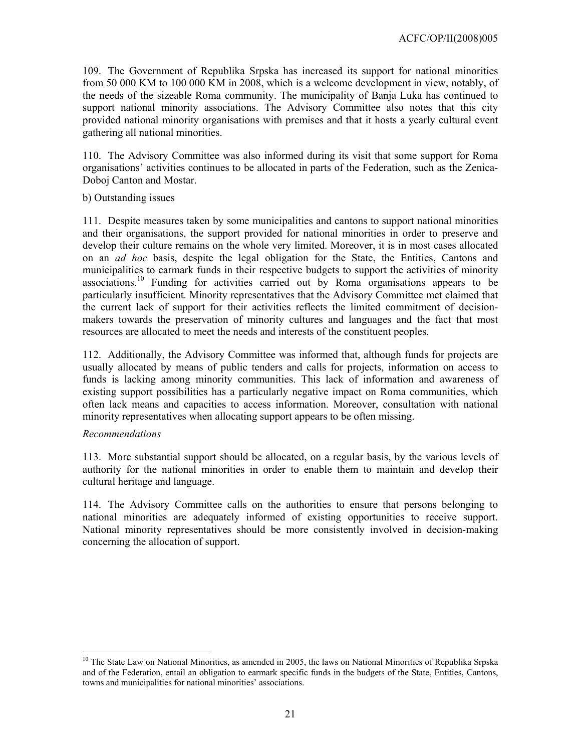109. The Government of Republika Srpska has increased its support for national minorities from 50 000 KM to 100 000 KM in 2008, which is a welcome development in view, notably, of the needs of the sizeable Roma community. The municipality of Banja Luka has continued to support national minority associations. The Advisory Committee also notes that this city provided national minority organisations with premises and that it hosts a yearly cultural event gathering all national minorities.

110. The Advisory Committee was also informed during its visit that some support for Roma organisations' activities continues to be allocated in parts of the Federation, such as the Zenica-Doboj Canton and Mostar.

b) Outstanding issues

111. Despite measures taken by some municipalities and cantons to support national minorities and their organisations, the support provided for national minorities in order to preserve and develop their culture remains on the whole very limited. Moreover, it is in most cases allocated on an *ad hoc* basis, despite the legal obligation for the State, the Entities, Cantons and municipalities to earmark funds in their respective budgets to support the activities of minority associations.[10] Funding for activities carried out by Roma organisations appears to be particularly insufficient. Minority representatives that the Advisory Committee met claimed that the current lack of support for their activities reflects the limited commitment of decision-makers towards the preservation of minority cultures and languages and the fact that most resources are allocated to meet the needs and interests of the constituent peoples.

112. Additionally, the Advisory Committee was informed that, although funds for projects are usually allocated by means of public tenders and calls for projects, information on access to funds is lacking among minority communities. This lack of information and awareness of existing support possibilities has a particularly negative impact on Roma communities, which often lack means and capacities to access information. Moreover, consultation with national minority representatives when allocating support appears to be often missing.

*Recommendations*

113. More substantial support should be allocated, on a regular basis, by the various levels of authority for the national minorities in order to enable them to maintain and develop their cultural heritage and language.

114. The Advisory Committee calls on the authorities to ensure that persons belonging to national minorities are adequately informed of existing opportunities to receive support. National minority representatives should be more consistently involved in decision-making concerning the allocation of support.

---

[10] The State Law on National Minorities, as amended in 2005, the laws on National Minorities of Republika Srpska and of the Federation, entail an obligation to earmark specific funds in the budgets of the State, Entities, Cantons, towns and municipalities for national minorities' associations.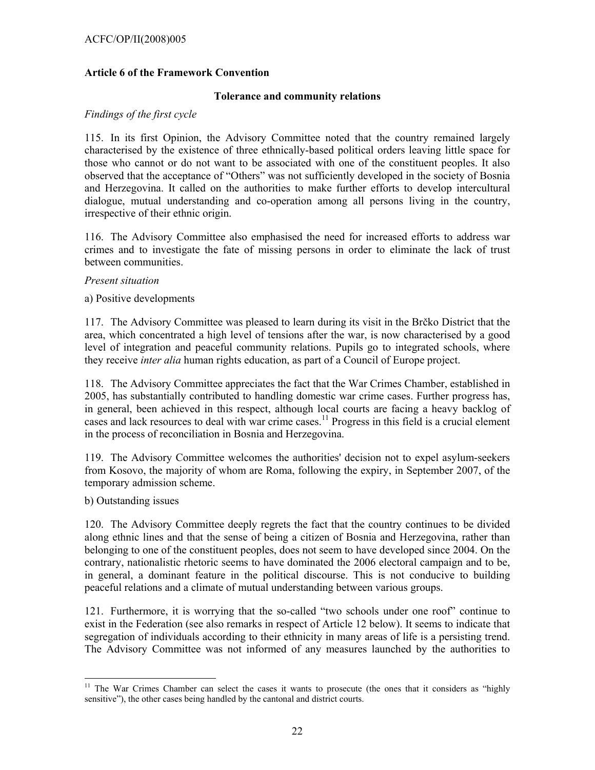## Article 6 of the Framework Convention

### Tolerance and community relations

*Findings of the first cycle*

115. In its first Opinion, the Advisory Committee noted that the country remained largely characterised by the existence of three ethnically-based political orders leaving little space for those who cannot or do not want to be associated with one of the constituent peoples. It also observed that the acceptance of "Others" was not sufficiently developed in the society of Bosnia and Herzegovina. It called on the authorities to make further efforts to develop intercultural dialogue, mutual understanding and co-operation among all persons living in the country, irrespective of their ethnic origin.

116. The Advisory Committee also emphasised the need for increased efforts to address war crimes and to investigate the fate of missing persons in order to eliminate the lack of trust between communities.

*Present situation*

a) Positive developments

117. The Advisory Committee was pleased to learn during its visit in the Brčko District that the area, which concentrated a high level of tensions after the war, is now characterised by a good level of integration and peaceful community relations. Pupils go to integrated schools, where they receive *inter alia* human rights education, as part of a Council of Europe project.

118. The Advisory Committee appreciates the fact that the War Crimes Chamber, established in 2005, has substantially contributed to handling domestic war crime cases. Further progress has, in general, been achieved in this respect, although local courts are facing a heavy backlog of cases and lack resources to deal with war crime cases.[11] Progress in this field is a crucial element in the process of reconciliation in Bosnia and Herzegovina.

119. The Advisory Committee welcomes the authorities' decision not to expel asylum-seekers from Kosovo, the majority of whom are Roma, following the expiry, in September 2007, of the temporary admission scheme.

b) Outstanding issues

120. The Advisory Committee deeply regrets the fact that the country continues to be divided along ethnic lines and that the sense of being a citizen of Bosnia and Herzegovina, rather than belonging to one of the constituent peoples, does not seem to have developed since 2004. On the contrary, nationalistic rhetoric seems to have dominated the 2006 electoral campaign and to be, in general, a dominant feature in the political discourse. This is not conducive to building peaceful relations and a climate of mutual understanding between various groups.

121. Furthermore, it is worrying that the so-called "two schools under one roof" continue to exist in the Federation (see also remarks in respect of Article 12 below). It seems to indicate that segregation of individuals according to their ethnicity in many areas of life is a persisting trend. The Advisory Committee was not informed of any measures launched by the authorities to

---

[11] The War Crimes Chamber can select the cases it wants to prosecute (the ones that it considers as "highly sensitive"), the other cases being handled by the cantonal and district courts.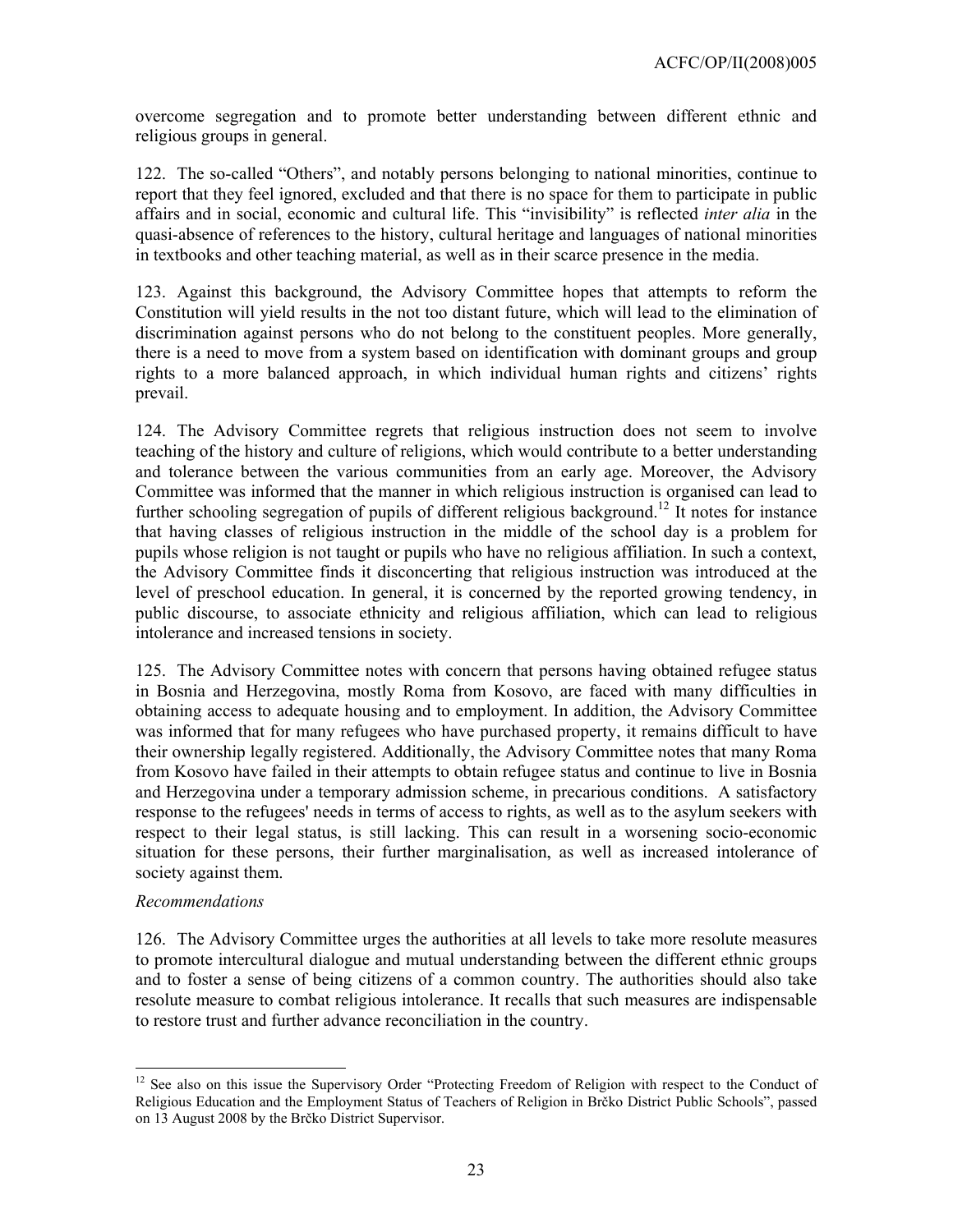overcome segregation and to promote better understanding between different ethnic and religious groups in general.

122. The so-called "Others", and notably persons belonging to national minorities, continue to report that they feel ignored, excluded and that there is no space for them to participate in public affairs and in social, economic and cultural life. This "invisibility" is reflected *inter alia* in the quasi-absence of references to the history, cultural heritage and languages of national minorities in textbooks and other teaching material, as well as in their scarce presence in the media.

123. Against this background, the Advisory Committee hopes that attempts to reform the Constitution will yield results in the not too distant future, which will lead to the elimination of discrimination against persons who do not belong to the constituent peoples. More generally, there is a need to move from a system based on identification with dominant groups and group rights to a more balanced approach, in which individual human rights and citizens' rights prevail.

124. The Advisory Committee regrets that religious instruction does not seem to involve teaching of the history and culture of religions, which would contribute to a better understanding and tolerance between the various communities from an early age. Moreover, the Advisory Committee was informed that the manner in which religious instruction is organised can lead to further schooling segregation of pupils of different religious background.[12] It notes for instance that having classes of religious instruction in the middle of the school day is a problem for pupils whose religion is not taught or pupils who have no religious affiliation. In such a context, the Advisory Committee finds it disconcerting that religious instruction was introduced at the level of preschool education. In general, it is concerned by the reported growing tendency, in public discourse, to associate ethnicity and religious affiliation, which can lead to religious intolerance and increased tensions in society.

125. The Advisory Committee notes with concern that persons having obtained refugee status in Bosnia and Herzegovina, mostly Roma from Kosovo, are faced with many difficulties in obtaining access to adequate housing and to employment. In addition, the Advisory Committee was informed that for many refugees who have purchased property, it remains difficult to have their ownership legally registered. Additionally, the Advisory Committee notes that many Roma from Kosovo have failed in their attempts to obtain refugee status and continue to live in Bosnia and Herzegovina under a temporary admission scheme, in precarious conditions. A satisfactory response to the refugees' needs in terms of access to rights, as well as to the asylum seekers with respect to their legal status, is still lacking. This can result in a worsening socio-economic situation for these persons, their further marginalisation, as well as increased intolerance of society against them.

*Recommendations*

126. The Advisory Committee urges the authorities at all levels to take more resolute measures to promote intercultural dialogue and mutual understanding between the different ethnic groups and to foster a sense of being citizens of a common country. The authorities should also take resolute measure to combat religious intolerance. It recalls that such measures are indispensable to restore trust and further advance reconciliation in the country.

---

[12] See also on this issue the Supervisory Order "Protecting Freedom of Religion with respect to the Conduct of Religious Education and the Employment Status of Teachers of Religion in Brčko District Public Schools", passed on 13 August 2008 by the Brčko District Supervisor.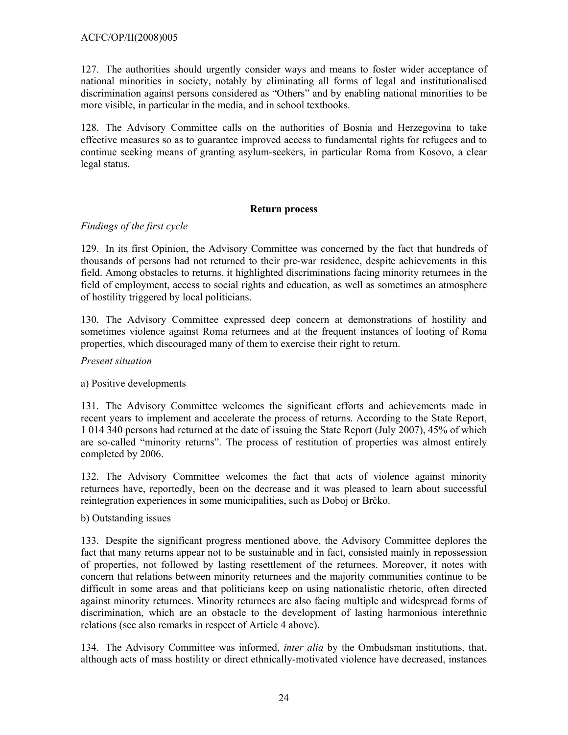127. The authorities should urgently consider ways and means to foster wider acceptance of national minorities in society, notably by eliminating all forms of legal and institutionalised discrimination against persons considered as "Others" and by enabling national minorities to be more visible, in particular in the media, and in school textbooks.

128. The Advisory Committee calls on the authorities of Bosnia and Herzegovina to take effective measures so as to guarantee improved access to fundamental rights for refugees and to continue seeking means of granting asylum-seekers, in particular Roma from Kosovo, a clear legal status.

**Return process**

*Findings of the first cycle*

129. In its first Opinion, the Advisory Committee was concerned by the fact that hundreds of thousands of persons had not returned to their pre-war residence, despite achievements in this field. Among obstacles to returns, it highlighted discriminations facing minority returnees in the field of employment, access to social rights and education, as well as sometimes an atmosphere of hostility triggered by local politicians.

130. The Advisory Committee expressed deep concern at demonstrations of hostility and sometimes violence against Roma returnees and at the frequent instances of looting of Roma properties, which discouraged many of them to exercise their right to return.

*Present situation*

a) Positive developments

131. The Advisory Committee welcomes the significant efforts and achievements made in recent years to implement and accelerate the process of returns. According to the State Report, 1 014 340 persons had returned at the date of issuing the State Report (July 2007), 45% of which are so-called "minority returns". The process of restitution of properties was almost entirely completed by 2006.

132. The Advisory Committee welcomes the fact that acts of violence against minority returnees have, reportedly, been on the decrease and it was pleased to learn about successful reintegration experiences in some municipalities, such as Doboj or Brčko.

b) Outstanding issues

133. Despite the significant progress mentioned above, the Advisory Committee deplores the fact that many returns appear not to be sustainable and in fact, consisted mainly in repossession of properties, not followed by lasting resettlement of the returnees. Moreover, it notes with concern that relations between minority returnees and the majority communities continue to be difficult in some areas and that politicians keep on using nationalistic rhetoric, often directed against minority returnees. Minority returnees are also facing multiple and widespread forms of discrimination, which are an obstacle to the development of lasting harmonious interethnic relations (see also remarks in respect of Article 4 above).

134. The Advisory Committee was informed, *inter alia* by the Ombudsman institutions, that, although acts of mass hostility or direct ethnically-motivated violence have decreased, instances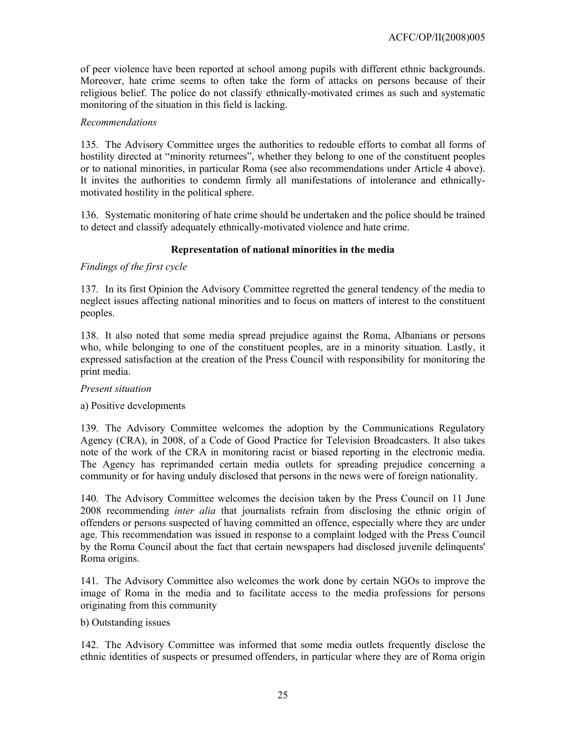of peer violence have been reported at school among pupils with different ethnic backgrounds. Moreover, hate crime seems to often take the form of attacks on persons because of their religious belief. The police do not classify ethnically-motivated crimes as such and systematic monitoring of the situation in this field is lacking.

*Recommendations*

135. The Advisory Committee urges the authorities to redouble efforts to combat all forms of hostility directed at "minority returnees", whether they belong to one of the constituent peoples or to national minorities, in particular Roma (see also recommendations under Article 4 above). It invites the authorities to condemn firmly all manifestations of intolerance and ethnically-motivated hostility in the political sphere.

136. Systematic monitoring of hate crime should be undertaken and the police should be trained to detect and classify adequately ethnically-motivated violence and hate crime.

**Representation of national minorities in the media**

*Findings of the first cycle*

137. In its first Opinion the Advisory Committee regretted the general tendency of the media to neglect issues affecting national minorities and to focus on matters of interest to the constituent peoples.

138. It also noted that some media spread prejudice against the Roma, Albanians or persons who, while belonging to one of the constituent peoples, are in a minority situation. Lastly, it expressed satisfaction at the creation of the Press Council with responsibility for monitoring the print media.

*Present situation*

a) Positive developments

139. The Advisory Committee welcomes the adoption by the Communications Regulatory Agency (CRA), in 2008, of a Code of Good Practice for Television Broadcasters. It also takes note of the work of the CRA in monitoring racist or biased reporting in the electronic media. The Agency has reprimanded certain media outlets for spreading prejudice concerning a community or for having unduly disclosed that persons in the news were of foreign nationality.

140. The Advisory Committee welcomes the decision taken by the Press Council on 11 June 2008 recommending *inter alia* that journalists refrain from disclosing the ethnic origin of offenders or persons suspected of having committed an offence, especially where they are under age. This recommendation was issued in response to a complaint lodged with the Press Council by the Roma Council about the fact that certain newspapers had disclosed juvenile delinquents' Roma origins.

141. The Advisory Committee also welcomes the work done by certain NGOs to improve the image of Roma in the media and to facilitate access to the media professions for persons originating from this community

b) Outstanding issues

142. The Advisory Committee was informed that some media outlets frequently disclose the ethnic identities of suspects or presumed offenders, in particular where they are of Roma origin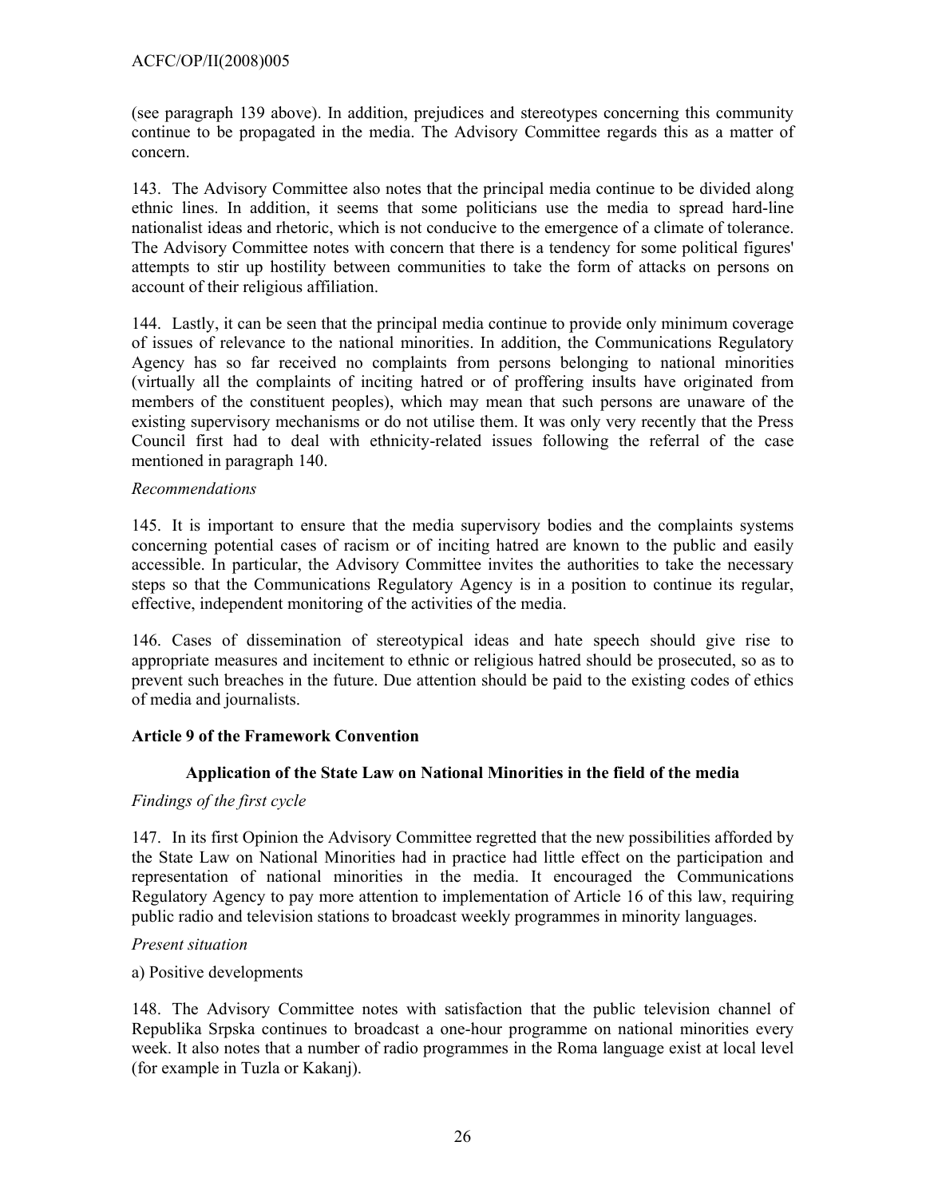(see paragraph 139 above). In addition, prejudices and stereotypes concerning this community continue to be propagated in the media. The Advisory Committee regards this as a matter of concern.

143. The Advisory Committee also notes that the principal media continue to be divided along ethnic lines. In addition, it seems that some politicians use the media to spread hard-line nationalist ideas and rhetoric, which is not conducive to the emergence of a climate of tolerance. The Advisory Committee notes with concern that there is a tendency for some political figures' attempts to stir up hostility between communities to take the form of attacks on persons on account of their religious affiliation.

144. Lastly, it can be seen that the principal media continue to provide only minimum coverage of issues of relevance to the national minorities. In addition, the Communications Regulatory Agency has so far received no complaints from persons belonging to national minorities (virtually all the complaints of inciting hatred or of proffering insults have originated from members of the constituent peoples), which may mean that such persons are unaware of the existing supervisory mechanisms or do not utilise them. It was only very recently that the Press Council first had to deal with ethnicity-related issues following the referral of the case mentioned in paragraph 140.

*Recommendations*

145. It is important to ensure that the media supervisory bodies and the complaints systems concerning potential cases of racism or of inciting hatred are known to the public and easily accessible. In particular, the Advisory Committee invites the authorities to take the necessary steps so that the Communications Regulatory Agency is in a position to continue its regular, effective, independent monitoring of the activities of the media.

146. Cases of dissemination of stereotypical ideas and hate speech should give rise to appropriate measures and incitement to ethnic or religious hatred should be prosecuted, so as to prevent such breaches in the future. Due attention should be paid to the existing codes of ethics of media and journalists.

**Article 9 of the Framework Convention**

**Application of the State Law on National Minorities in the field of the media**

*Findings of the first cycle*

147. In its first Opinion the Advisory Committee regretted that the new possibilities afforded by the State Law on National Minorities had in practice had little effect on the participation and representation of national minorities in the media. It encouraged the Communications Regulatory Agency to pay more attention to implementation of Article 16 of this law, requiring public radio and television stations to broadcast weekly programmes in minority languages.

*Present situation*

a) Positive developments

148. The Advisory Committee notes with satisfaction that the public television channel of Republika Srpska continues to broadcast a one-hour programme on national minorities every week. It also notes that a number of radio programmes in the Roma language exist at local level (for example in Tuzla or Kakanj).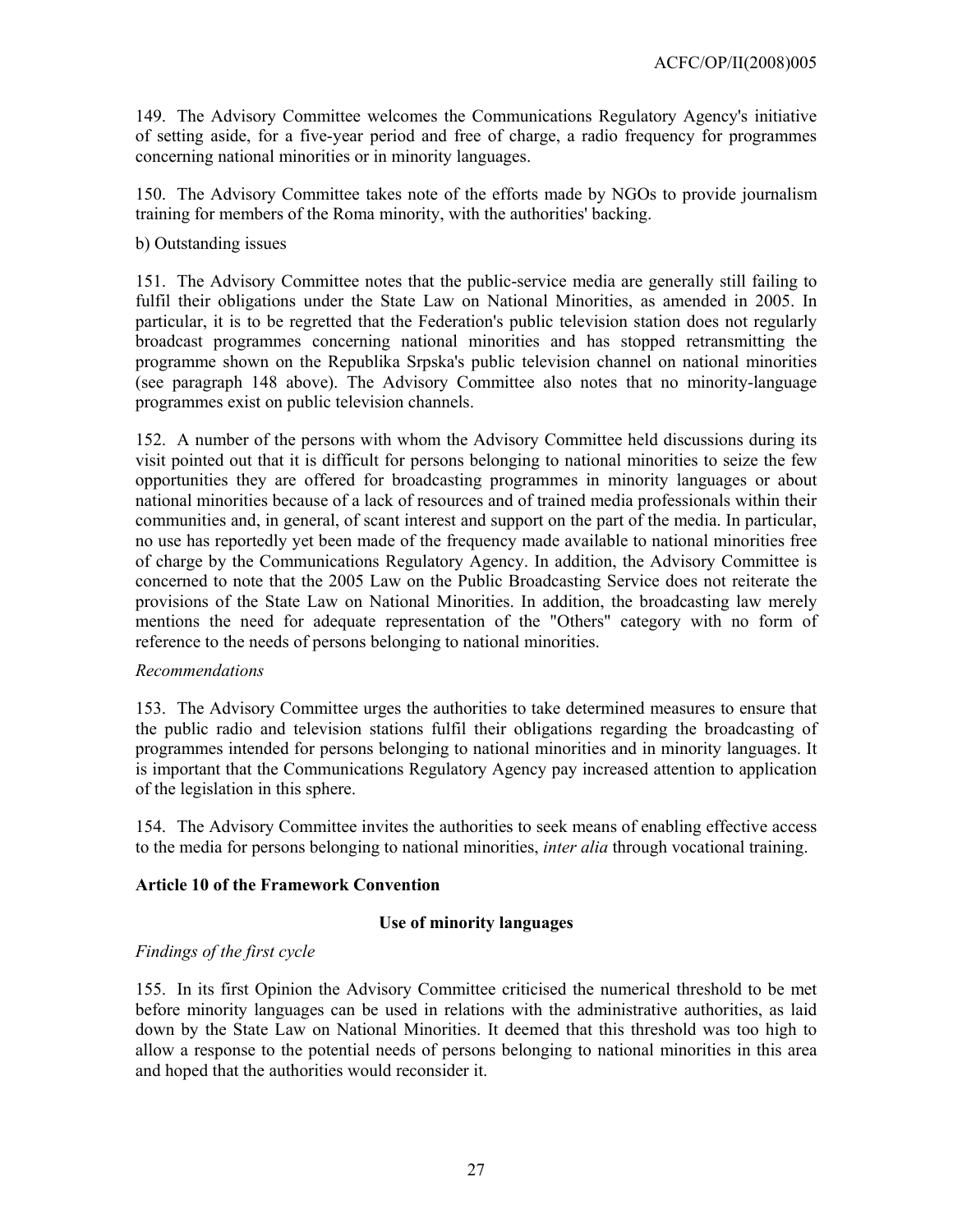149. The Advisory Committee welcomes the Communications Regulatory Agency's initiative of setting aside, for a five-year period and free of charge, a radio frequency for programmes concerning national minorities or in minority languages.

150. The Advisory Committee takes note of the efforts made by NGOs to provide journalism training for members of the Roma minority, with the authorities' backing.

b) Outstanding issues

151. The Advisory Committee notes that the public-service media are generally still failing to fulfil their obligations under the State Law on National Minorities, as amended in 2005. In particular, it is to be regretted that the Federation's public television station does not regularly broadcast programmes concerning national minorities and has stopped retransmitting the programme shown on the Republika Srpska's public television channel on national minorities (see paragraph 148 above). The Advisory Committee also notes that no minority-language programmes exist on public television channels.

152. A number of the persons with whom the Advisory Committee held discussions during its visit pointed out that it is difficult for persons belonging to national minorities to seize the few opportunities they are offered for broadcasting programmes in minority languages or about national minorities because of a lack of resources and of trained media professionals within their communities and, in general, of scant interest and support on the part of the media. In particular, no use has reportedly yet been made of the frequency made available to national minorities free of charge by the Communications Regulatory Agency. In addition, the Advisory Committee is concerned to note that the 2005 Law on the Public Broadcasting Service does not reiterate the provisions of the State Law on National Minorities. In addition, the broadcasting law merely mentions the need for adequate representation of the "Others" category with no form of reference to the needs of persons belonging to national minorities.

*Recommendations*

153. The Advisory Committee urges the authorities to take determined measures to ensure that the public radio and television stations fulfil their obligations regarding the broadcasting of programmes intended for persons belonging to national minorities and in minority languages. It is important that the Communications Regulatory Agency pay increased attention to application of the legislation in this sphere.

154. The Advisory Committee invites the authorities to seek means of enabling effective access to the media for persons belonging to national minorities, *inter alia* through vocational training.

## Article 10 of the Framework Convention

### Use of minority languages

*Findings of the first cycle*

155. In its first Opinion the Advisory Committee criticised the numerical threshold to be met before minority languages can be used in relations with the administrative authorities, as laid down by the State Law on National Minorities. It deemed that this threshold was too high to allow a response to the potential needs of persons belonging to national minorities in this area and hoped that the authorities would reconsider it.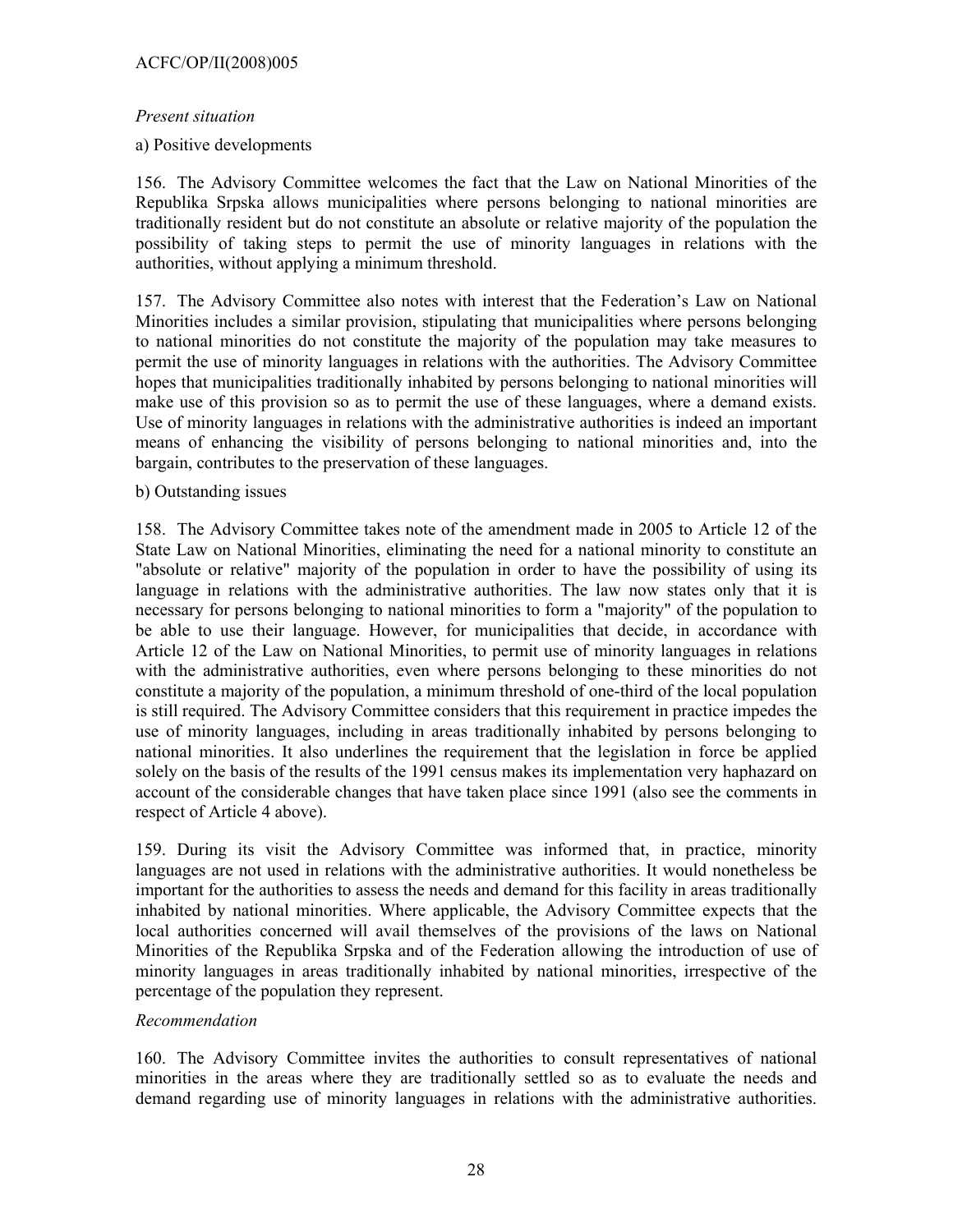*Present situation*

a) Positive developments

156. The Advisory Committee welcomes the fact that the Law on National Minorities of the Republika Srpska allows municipalities where persons belonging to national minorities are traditionally resident but do not constitute an absolute or relative majority of the population the possibility of taking steps to permit the use of minority languages in relations with the authorities, without applying a minimum threshold.

157. The Advisory Committee also notes with interest that the Federation's Law on National Minorities includes a similar provision, stipulating that municipalities where persons belonging to national minorities do not constitute the majority of the population may take measures to permit the use of minority languages in relations with the authorities. The Advisory Committee hopes that municipalities traditionally inhabited by persons belonging to national minorities will make use of this provision so as to permit the use of these languages, where a demand exists. Use of minority languages in relations with the administrative authorities is indeed an important means of enhancing the visibility of persons belonging to national minorities and, into the bargain, contributes to the preservation of these languages.

b) Outstanding issues

158. The Advisory Committee takes note of the amendment made in 2005 to Article 12 of the State Law on National Minorities, eliminating the need for a national minority to constitute an "absolute or relative" majority of the population in order to have the possibility of using its language in relations with the administrative authorities. The law now states only that it is necessary for persons belonging to national minorities to form a "majority" of the population to be able to use their language. However, for municipalities that decide, in accordance with Article 12 of the Law on National Minorities, to permit use of minority languages in relations with the administrative authorities, even where persons belonging to these minorities do not constitute a majority of the population, a minimum threshold of one-third of the local population is still required. The Advisory Committee considers that this requirement in practice impedes the use of minority languages, including in areas traditionally inhabited by persons belonging to national minorities. It also underlines the requirement that the legislation in force be applied solely on the basis of the results of the 1991 census makes its implementation very haphazard on account of the considerable changes that have taken place since 1991 (also see the comments in respect of Article 4 above).

159. During its visit the Advisory Committee was informed that, in practice, minority languages are not used in relations with the administrative authorities. It would nonetheless be important for the authorities to assess the needs and demand for this facility in areas traditionally inhabited by national minorities. Where applicable, the Advisory Committee expects that the local authorities concerned will avail themselves of the provisions of the laws on National Minorities of the Republika Srpska and of the Federation allowing the introduction of use of minority languages in areas traditionally inhabited by national minorities, irrespective of the percentage of the population they represent.

*Recommendation*

160. The Advisory Committee invites the authorities to consult representatives of national minorities in the areas where they are traditionally settled so as to evaluate the needs and demand regarding use of minority languages in relations with the administrative authorities.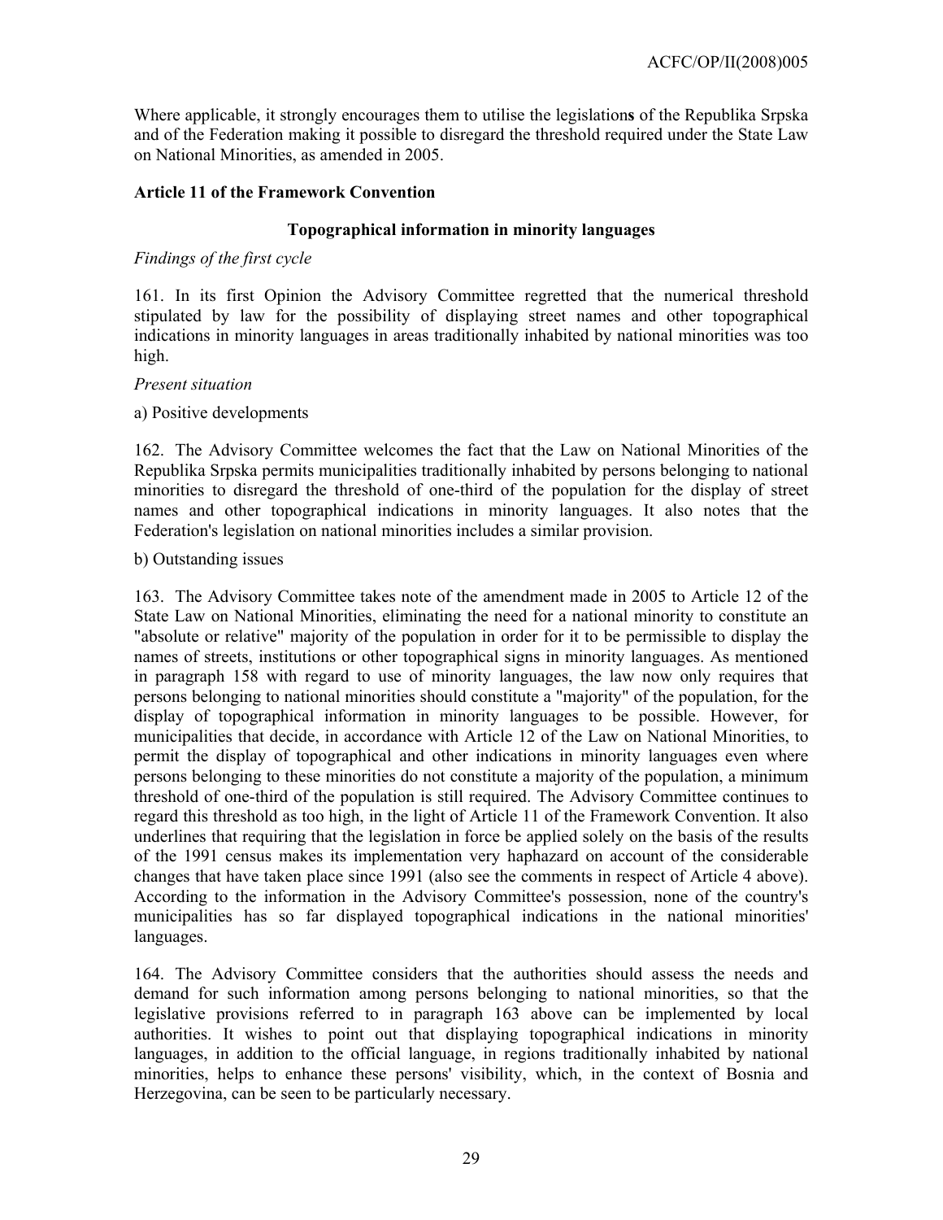Where applicable, it strongly encourages them to utilise the legislation**s** of the Republika Srpska and of the Federation making it possible to disregard the threshold required under the State Law on National Minorities, as amended in 2005.

### Article 11 of the Framework Convention

#### Topographical information in minority languages

*Findings of the first cycle*

161. In its first Opinion the Advisory Committee regretted that the numerical threshold stipulated by law for the possibility of displaying street names and other topographical indications in minority languages in areas traditionally inhabited by national minorities was too high.

*Present situation*

a) Positive developments

162. The Advisory Committee welcomes the fact that the Law on National Minorities of the Republika Srpska permits municipalities traditionally inhabited by persons belonging to national minorities to disregard the threshold of one-third of the population for the display of street names and other topographical indications in minority languages. It also notes that the Federation's legislation on national minorities includes a similar provision.

b) Outstanding issues

163. The Advisory Committee takes note of the amendment made in 2005 to Article 12 of the State Law on National Minorities, eliminating the need for a national minority to constitute an "absolute or relative" majority of the population in order for it to be permissible to display the names of streets, institutions or other topographical signs in minority languages. As mentioned in paragraph 158 with regard to use of minority languages, the law now only requires that persons belonging to national minorities should constitute a "majority" of the population, for the display of topographical information in minority languages to be possible. However, for municipalities that decide, in accordance with Article 12 of the Law on National Minorities, to permit the display of topographical and other indications in minority languages even where persons belonging to these minorities do not constitute a majority of the population, a minimum threshold of one-third of the population is still required. The Advisory Committee continues to regard this threshold as too high, in the light of Article 11 of the Framework Convention. It also underlines that requiring that the legislation in force be applied solely on the basis of the results of the 1991 census makes its implementation very haphazard on account of the considerable changes that have taken place since 1991 (also see the comments in respect of Article 4 above). According to the information in the Advisory Committee's possession, none of the country's municipalities has so far displayed topographical indications in the national minorities' languages.

164. The Advisory Committee considers that the authorities should assess the needs and demand for such information among persons belonging to national minorities, so that the legislative provisions referred to in paragraph 163 above can be implemented by local authorities. It wishes to point out that displaying topographical indications in minority languages, in addition to the official language, in regions traditionally inhabited by national minorities, helps to enhance these persons' visibility, which, in the context of Bosnia and Herzegovina, can be seen to be particularly necessary.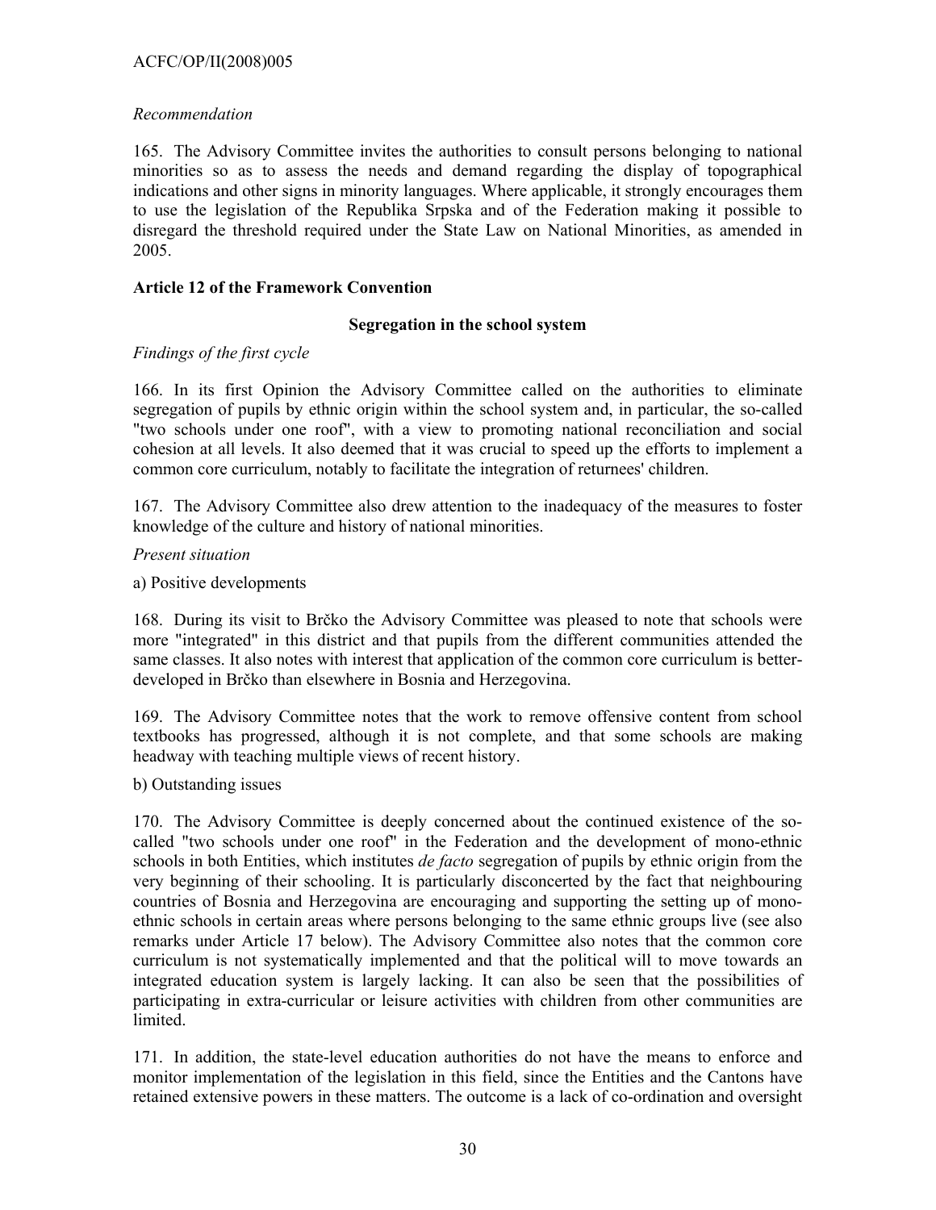*Recommendation*

165. The Advisory Committee invites the authorities to consult persons belonging to national minorities so as to assess the needs and demand regarding the display of topographical indications and other signs in minority languages. Where applicable, it strongly encourages them to use the legislation of the Republika Srpska and of the Federation making it possible to disregard the threshold required under the State Law on National Minorities, as amended in 2005.

**Article 12 of the Framework Convention**

**Segregation in the school system**

*Findings of the first cycle*

166. In its first Opinion the Advisory Committee called on the authorities to eliminate segregation of pupils by ethnic origin within the school system and, in particular, the so-called "two schools under one roof", with a view to promoting national reconciliation and social cohesion at all levels. It also deemed that it was crucial to speed up the efforts to implement a common core curriculum, notably to facilitate the integration of returnees' children.

167. The Advisory Committee also drew attention to the inadequacy of the measures to foster knowledge of the culture and history of national minorities.

*Present situation*

a) Positive developments

168. During its visit to Brčko the Advisory Committee was pleased to note that schools were more "integrated" in this district and that pupils from the different communities attended the same classes. It also notes with interest that application of the common core curriculum is better-developed in Brčko than elsewhere in Bosnia and Herzegovina.

169. The Advisory Committee notes that the work to remove offensive content from school textbooks has progressed, although it is not complete, and that some schools are making headway with teaching multiple views of recent history.

b) Outstanding issues

170. The Advisory Committee is deeply concerned about the continued existence of the so-called "two schools under one roof" in the Federation and the development of mono-ethnic schools in both Entities, which institutes *de facto* segregation of pupils by ethnic origin from the very beginning of their schooling. It is particularly disconcerted by the fact that neighbouring countries of Bosnia and Herzegovina are encouraging and supporting the setting up of mono-ethnic schools in certain areas where persons belonging to the same ethnic groups live (see also remarks under Article 17 below). The Advisory Committee also notes that the common core curriculum is not systematically implemented and that the political will to move towards an integrated education system is largely lacking. It can also be seen that the possibilities of participating in extra-curricular or leisure activities with children from other communities are limited.

171. In addition, the state-level education authorities do not have the means to enforce and monitor implementation of the legislation in this field, since the Entities and the Cantons have retained extensive powers in these matters. The outcome is a lack of co-ordination and oversight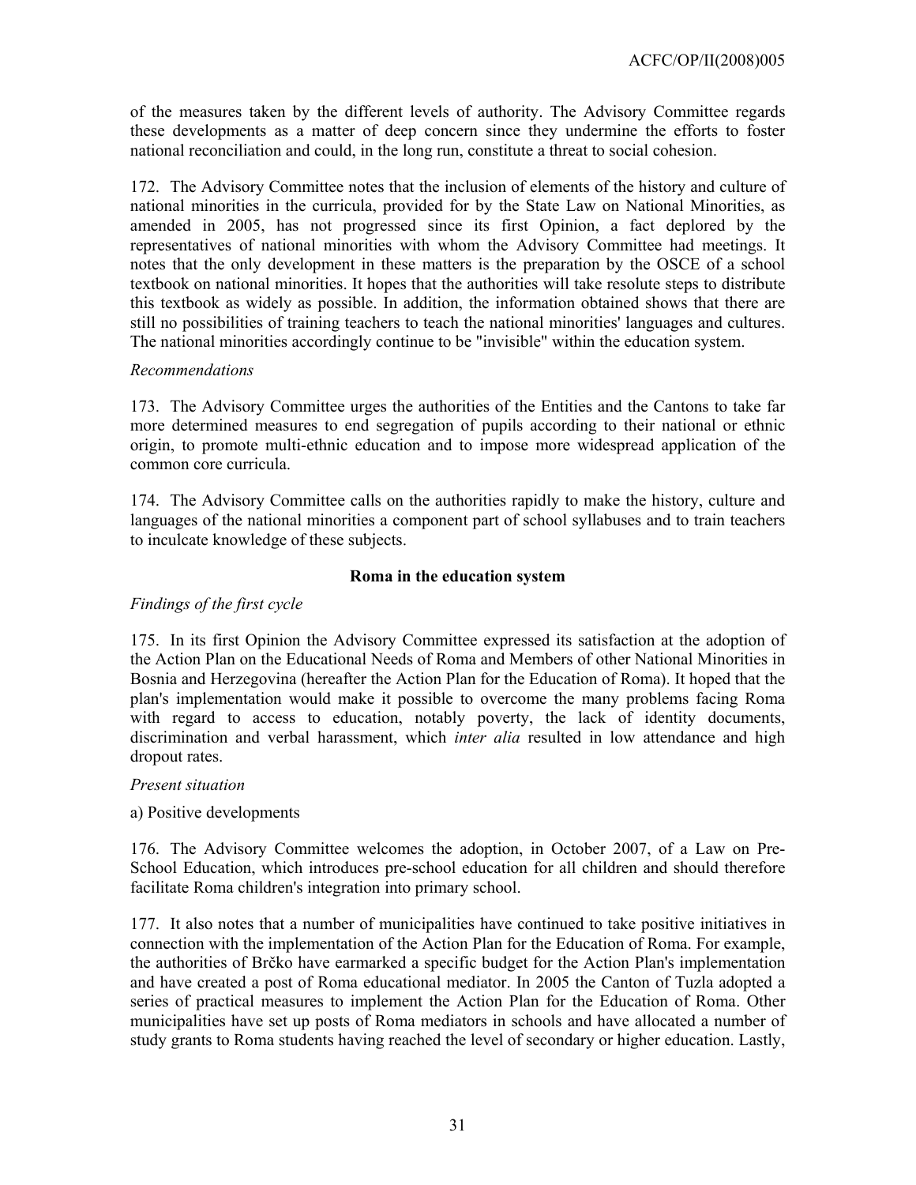of the measures taken by the different levels of authority. The Advisory Committee regards these developments as a matter of deep concern since they undermine the efforts to foster national reconciliation and could, in the long run, constitute a threat to social cohesion.

172. The Advisory Committee notes that the inclusion of elements of the history and culture of national minorities in the curricula, provided for by the State Law on National Minorities, as amended in 2005, has not progressed since its first Opinion, a fact deplored by the representatives of national minorities with whom the Advisory Committee had meetings. It notes that the only development in these matters is the preparation by the OSCE of a school textbook on national minorities. It hopes that the authorities will take resolute steps to distribute this textbook as widely as possible. In addition, the information obtained shows that there are still no possibilities of training teachers to teach the national minorities' languages and cultures. The national minorities accordingly continue to be "invisible" within the education system.

*Recommendations*

173. The Advisory Committee urges the authorities of the Entities and the Cantons to take far more determined measures to end segregation of pupils according to their national or ethnic origin, to promote multi-ethnic education and to impose more widespread application of the common core curricula.

174. The Advisory Committee calls on the authorities rapidly to make the history, culture and languages of the national minorities a component part of school syllabuses and to train teachers to inculcate knowledge of these subjects.

**Roma in the education system**

*Findings of the first cycle*

175. In its first Opinion the Advisory Committee expressed its satisfaction at the adoption of the Action Plan on the Educational Needs of Roma and Members of other National Minorities in Bosnia and Herzegovina (hereafter the Action Plan for the Education of Roma). It hoped that the plan's implementation would make it possible to overcome the many problems facing Roma with regard to access to education, notably poverty, the lack of identity documents, discrimination and verbal harassment, which *inter alia* resulted in low attendance and high dropout rates.

*Present situation*

a) Positive developments

176. The Advisory Committee welcomes the adoption, in October 2007, of a Law on Pre-School Education, which introduces pre-school education for all children and should therefore facilitate Roma children's integration into primary school.

177. It also notes that a number of municipalities have continued to take positive initiatives in connection with the implementation of the Action Plan for the Education of Roma. For example, the authorities of Brčko have earmarked a specific budget for the Action Plan's implementation and have created a post of Roma educational mediator. In 2005 the Canton of Tuzla adopted a series of practical measures to implement the Action Plan for the Education of Roma. Other municipalities have set up posts of Roma mediators in schools and have allocated a number of study grants to Roma students having reached the level of secondary or higher education. Lastly,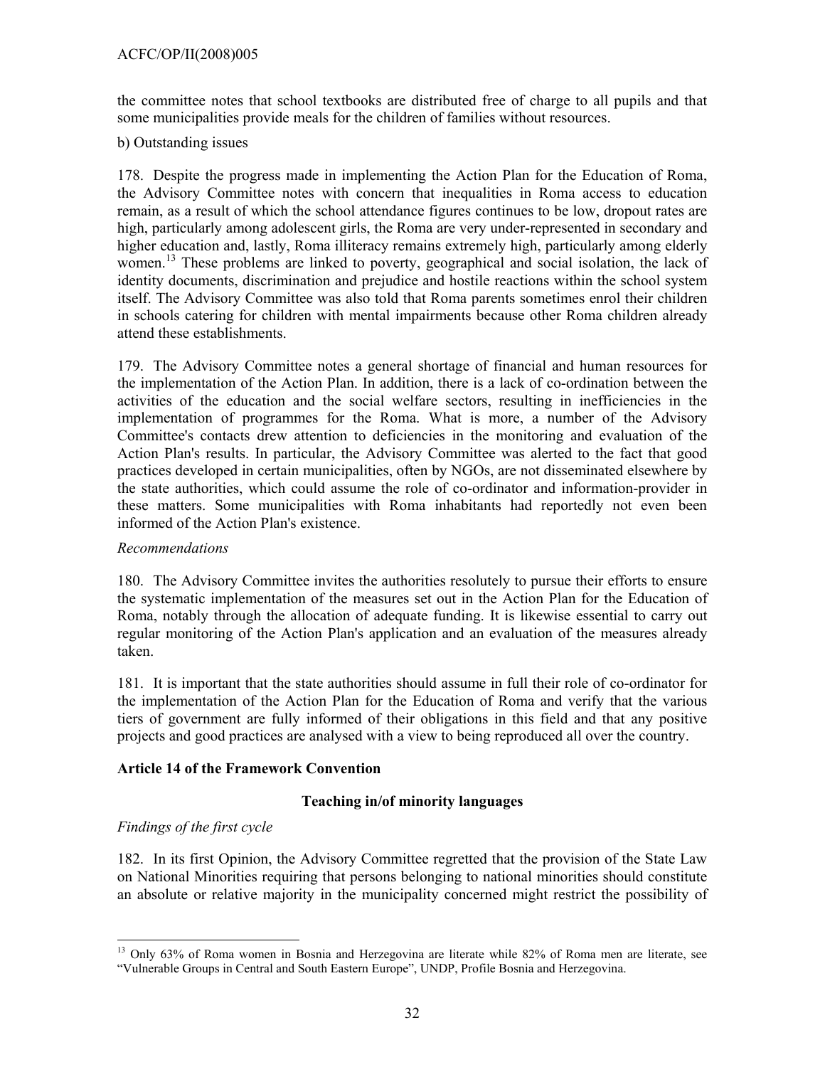the committee notes that school textbooks are distributed free of charge to all pupils and that some municipalities provide meals for the children of families without resources.

b) Outstanding issues

178. Despite the progress made in implementing the Action Plan for the Education of Roma, the Advisory Committee notes with concern that inequalities in Roma access to education remain, as a result of which the school attendance figures continues to be low, dropout rates are high, particularly among adolescent girls, the Roma are very under-represented in secondary and higher education and, lastly, Roma illiteracy remains extremely high, particularly among elderly women.[13] These problems are linked to poverty, geographical and social isolation, the lack of identity documents, discrimination and prejudice and hostile reactions within the school system itself. The Advisory Committee was also told that Roma parents sometimes enrol their children in schools catering for children with mental impairments because other Roma children already attend these establishments.

179. The Advisory Committee notes a general shortage of financial and human resources for the implementation of the Action Plan. In addition, there is a lack of co-ordination between the activities of the education and the social welfare sectors, resulting in inefficiencies in the implementation of programmes for the Roma. What is more, a number of the Advisory Committee's contacts drew attention to deficiencies in the monitoring and evaluation of the Action Plan's results. In particular, the Advisory Committee was alerted to the fact that good practices developed in certain municipalities, often by NGOs, are not disseminated elsewhere by the state authorities, which could assume the role of co-ordinator and information-provider in these matters. Some municipalities with Roma inhabitants had reportedly not even been informed of the Action Plan's existence.

*Recommendations*

180. The Advisory Committee invites the authorities resolutely to pursue their efforts to ensure the systematic implementation of the measures set out in the Action Plan for the Education of Roma, notably through the allocation of adequate funding. It is likewise essential to carry out regular monitoring of the Action Plan's application and an evaluation of the measures already taken.

181. It is important that the state authorities should assume in full their role of co-ordinator for the implementation of the Action Plan for the Education of Roma and verify that the various tiers of government are fully informed of their obligations in this field and that any positive projects and good practices are analysed with a view to being reproduced all over the country.

**Article 14 of the Framework Convention**

**Teaching in/of minority languages**

*Findings of the first cycle*

182. In its first Opinion, the Advisory Committee regretted that the provision of the State Law on National Minorities requiring that persons belonging to national minorities should constitute an absolute or relative majority in the municipality concerned might restrict the possibility of

---

[13] Only 63% of Roma women in Bosnia and Herzegovina are literate while 82% of Roma men are literate, see "Vulnerable Groups in Central and South Eastern Europe", UNDP, Profile Bosnia and Herzegovina.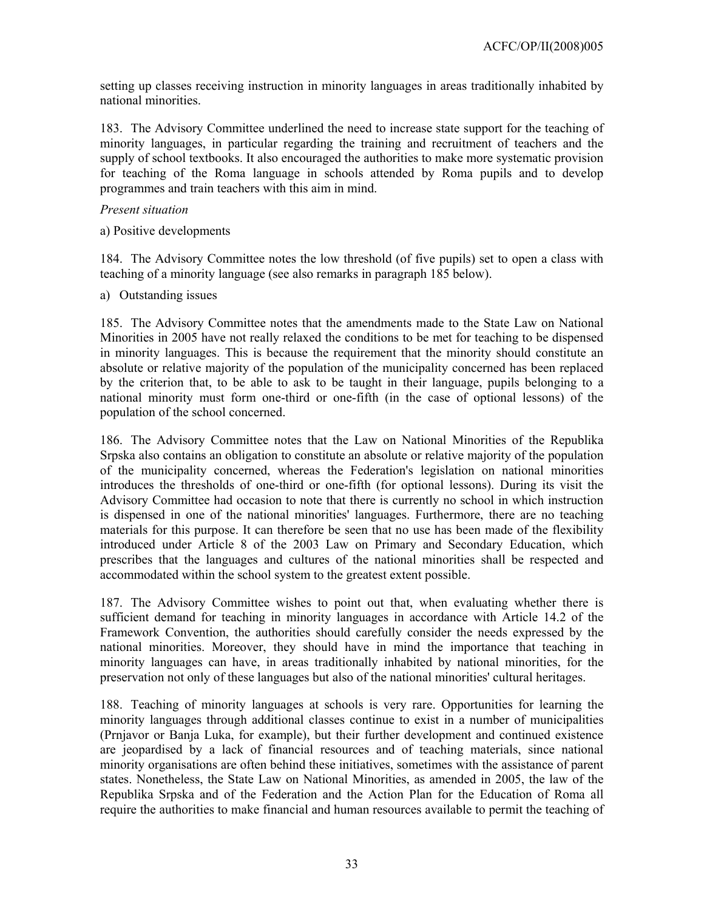setting up classes receiving instruction in minority languages in areas traditionally inhabited by national minorities.

183. The Advisory Committee underlined the need to increase state support for the teaching of minority languages, in particular regarding the training and recruitment of teachers and the supply of school textbooks. It also encouraged the authorities to make more systematic provision for teaching of the Roma language in schools attended by Roma pupils and to develop programmes and train teachers with this aim in mind.

*Present situation*

a) Positive developments

184. The Advisory Committee notes the low threshold (of five pupils) set to open a class with teaching of a minority language (see also remarks in paragraph 185 below).

a) Outstanding issues

185. The Advisory Committee notes that the amendments made to the State Law on National Minorities in 2005 have not really relaxed the conditions to be met for teaching to be dispensed in minority languages. This is because the requirement that the minority should constitute an absolute or relative majority of the population of the municipality concerned has been replaced by the criterion that, to be able to ask to be taught in their language, pupils belonging to a national minority must form one-third or one-fifth (in the case of optional lessons) of the population of the school concerned.

186. The Advisory Committee notes that the Law on National Minorities of the Republika Srpska also contains an obligation to constitute an absolute or relative majority of the population of the municipality concerned, whereas the Federation's legislation on national minorities introduces the thresholds of one-third or one-fifth (for optional lessons). During its visit the Advisory Committee had occasion to note that there is currently no school in which instruction is dispensed in one of the national minorities' languages. Furthermore, there are no teaching materials for this purpose. It can therefore be seen that no use has been made of the flexibility introduced under Article 8 of the 2003 Law on Primary and Secondary Education, which prescribes that the languages and cultures of the national minorities shall be respected and accommodated within the school system to the greatest extent possible.

187. The Advisory Committee wishes to point out that, when evaluating whether there is sufficient demand for teaching in minority languages in accordance with Article 14.2 of the Framework Convention, the authorities should carefully consider the needs expressed by the national minorities. Moreover, they should have in mind the importance that teaching in minority languages can have, in areas traditionally inhabited by national minorities, for the preservation not only of these languages but also of the national minorities' cultural heritages.

188. Teaching of minority languages at schools is very rare. Opportunities for learning the minority languages through additional classes continue to exist in a number of municipalities (Prnjavor or Banja Luka, for example), but their further development and continued existence are jeopardised by a lack of financial resources and of teaching materials, since national minority organisations are often behind these initiatives, sometimes with the assistance of parent states. Nonetheless, the State Law on National Minorities, as amended in 2005, the law of the Republika Srpska and of the Federation and the Action Plan for the Education of Roma all require the authorities to make financial and human resources available to permit the teaching of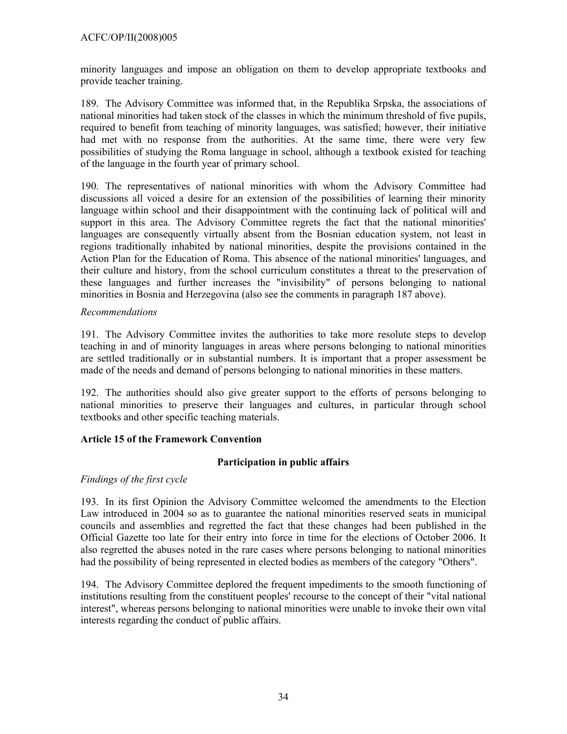minority languages and impose an obligation on them to develop appropriate textbooks and provide teacher training.

189. The Advisory Committee was informed that, in the Republika Srpska, the associations of national minorities had taken stock of the classes in which the minimum threshold of five pupils, required to benefit from teaching of minority languages, was satisfied; however, their initiative had met with no response from the authorities. At the same time, there were very few possibilities of studying the Roma language in school, although a textbook existed for teaching of the language in the fourth year of primary school.

190. The representatives of national minorities with whom the Advisory Committee had discussions all voiced a desire for an extension of the possibilities of learning their minority language within school and their disappointment with the continuing lack of political will and support in this area. The Advisory Committee regrets the fact that the national minorities' languages are consequently virtually absent from the Bosnian education system, not least in regions traditionally inhabited by national minorities, despite the provisions contained in the Action Plan for the Education of Roma. This absence of the national minorities' languages, and their culture and history, from the school curriculum constitutes a threat to the preservation of these languages and further increases the "invisibility" of persons belonging to national minorities in Bosnia and Herzegovina (also see the comments in paragraph 187 above).

*Recommendations*

191. The Advisory Committee invites the authorities to take more resolute steps to develop teaching in and of minority languages in areas where persons belonging to national minorities are settled traditionally or in substantial numbers. It is important that a proper assessment be made of the needs and demand of persons belonging to national minorities in these matters.

192. The authorities should also give greater support to the efforts of persons belonging to national minorities to preserve their languages and cultures, in particular through school textbooks and other specific teaching materials.

## Article 15 of the Framework Convention

### Participation in public affairs

*Findings of the first cycle*

193. In its first Opinion the Advisory Committee welcomed the amendments to the Election Law introduced in 2004 so as to guarantee the national minorities reserved seats in municipal councils and assemblies and regretted the fact that these changes had been published in the Official Gazette too late for their entry into force in time for the elections of October 2006. It also regretted the abuses noted in the rare cases where persons belonging to national minorities had the possibility of being represented in elected bodies as members of the category "Others".

194. The Advisory Committee deplored the frequent impediments to the smooth functioning of institutions resulting from the constituent peoples' recourse to the concept of their "vital national interest", whereas persons belonging to national minorities were unable to invoke their own vital interests regarding the conduct of public affairs.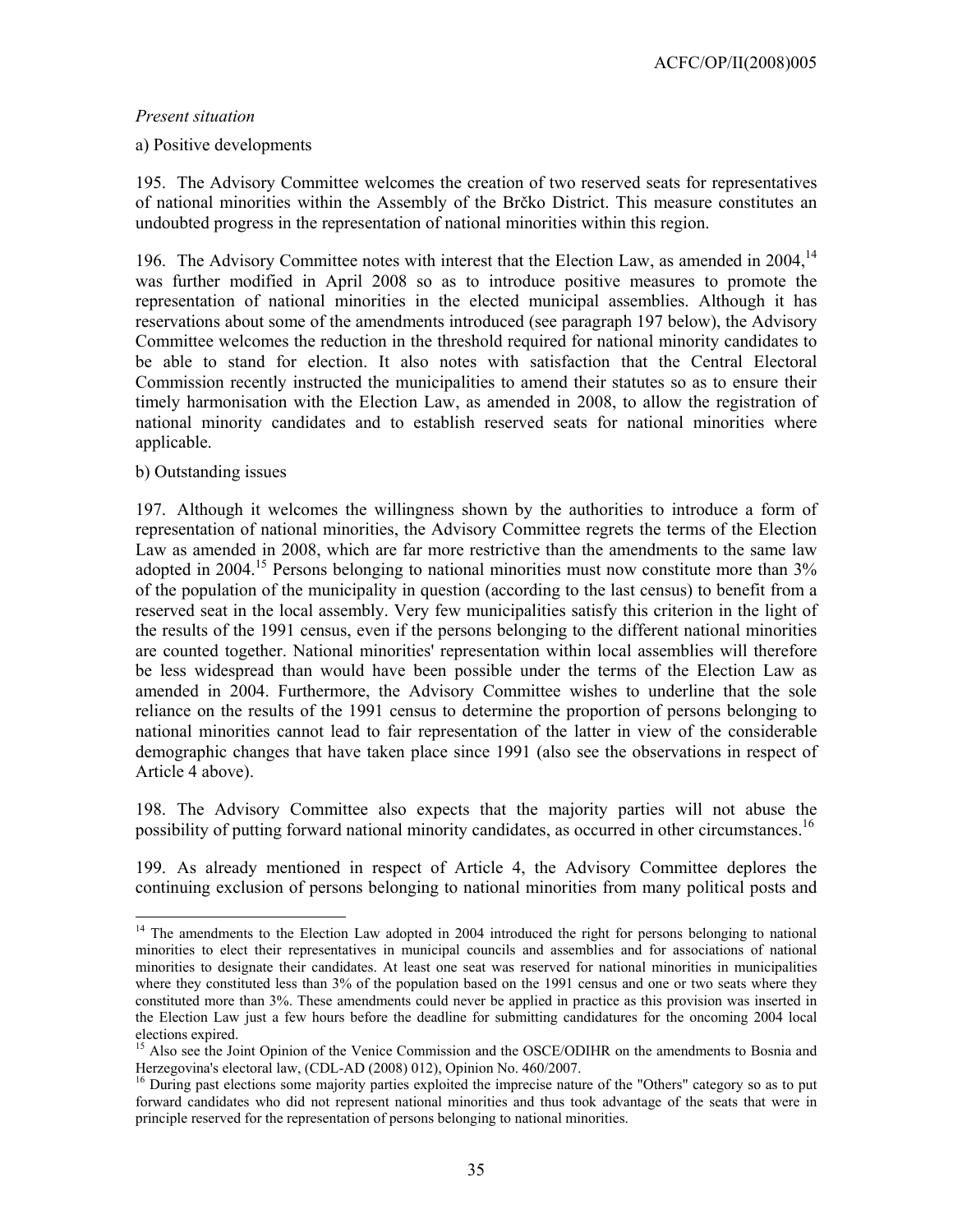*Present situation*

a) Positive developments

195. The Advisory Committee welcomes the creation of two reserved seats for representatives of national minorities within the Assembly of the Brčko District. This measure constitutes an undoubted progress in the representation of national minorities within this region.

196. The Advisory Committee notes with interest that the Election Law, as amended in 2004,[14] was further modified in April 2008 so as to introduce positive measures to promote the representation of national minorities in the elected municipal assemblies. Although it has reservations about some of the amendments introduced (see paragraph 197 below), the Advisory Committee welcomes the reduction in the threshold required for national minority candidates to be able to stand for election. It also notes with satisfaction that the Central Electoral Commission recently instructed the municipalities to amend their statutes so as to ensure their timely harmonisation with the Election Law, as amended in 2008, to allow the registration of national minority candidates and to establish reserved seats for national minorities where applicable.

b) Outstanding issues

197. Although it welcomes the willingness shown by the authorities to introduce a form of representation of national minorities, the Advisory Committee regrets the terms of the Election Law as amended in 2008, which are far more restrictive than the amendments to the same law adopted in 2004.[15] Persons belonging to national minorities must now constitute more than 3% of the population of the municipality in question (according to the last census) to benefit from a reserved seat in the local assembly. Very few municipalities satisfy this criterion in the light of the results of the 1991 census, even if the persons belonging to the different national minorities are counted together. National minorities' representation within local assemblies will therefore be less widespread than would have been possible under the terms of the Election Law as amended in 2004. Furthermore, the Advisory Committee wishes to underline that the sole reliance on the results of the 1991 census to determine the proportion of persons belonging to national minorities cannot lead to fair representation of the latter in view of the considerable demographic changes that have taken place since 1991 (also see the observations in respect of Article 4 above).

198. The Advisory Committee also expects that the majority parties will not abuse the possibility of putting forward national minority candidates, as occurred in other circumstances.[16]

199. As already mentioned in respect of Article 4, the Advisory Committee deplores the continuing exclusion of persons belonging to national minorities from many political posts and

---

[14] The amendments to the Election Law adopted in 2004 introduced the right for persons belonging to national minorities to elect their representatives in municipal councils and assemblies and for associations of national minorities to designate their candidates. At least one seat was reserved for national minorities in municipalities where they constituted less than 3% of the population based on the 1991 census and one or two seats where they constituted more than 3%. These amendments could never be applied in practice as this provision was inserted in the Election Law just a few hours before the deadline for submitting candidatures for the oncoming 2004 local elections expired.

[15] Also see the Joint Opinion of the Venice Commission and the OSCE/ODIHR on the amendments to Bosnia and Herzegovina's electoral law, (CDL-AD (2008) 012), Opinion No. 460/2007.

[16] During past elections some majority parties exploited the imprecise nature of the "Others" category so as to put forward candidates who did not represent national minorities and thus took advantage of the seats that were in principle reserved for the representation of persons belonging to national minorities.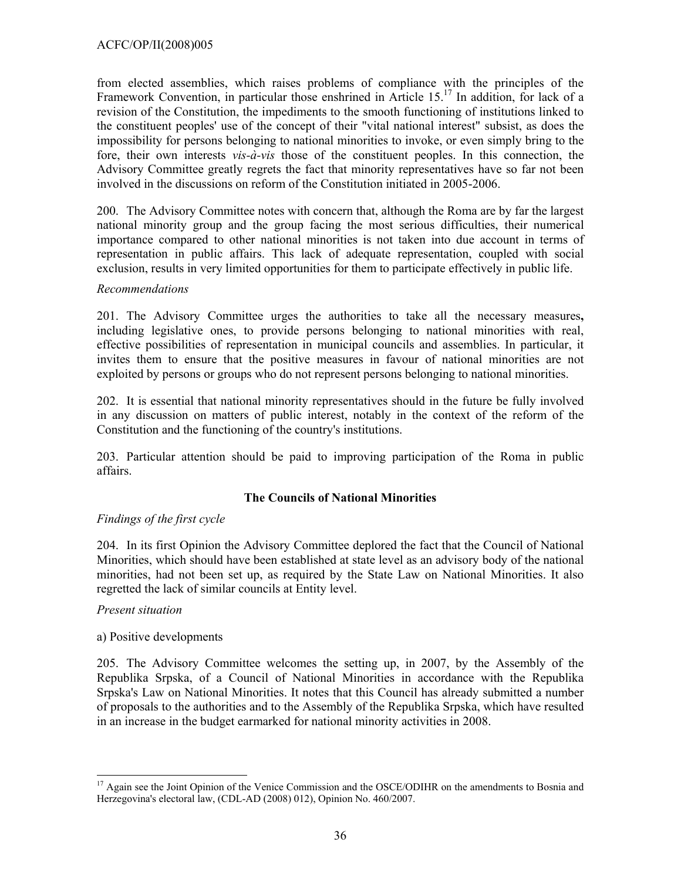from elected assemblies, which raises problems of compliance with the principles of the Framework Convention, in particular those enshrined in Article 15.[17] In addition, for lack of a revision of the Constitution, the impediments to the smooth functioning of institutions linked to the constituent peoples' use of the concept of their "vital national interest" subsist, as does the impossibility for persons belonging to national minorities to invoke, or even simply bring to the fore, their own interests *vis-à-vis* those of the constituent peoples. In this connection, the Advisory Committee greatly regrets the fact that minority representatives have so far not been involved in the discussions on reform of the Constitution initiated in 2005-2006.

200. The Advisory Committee notes with concern that, although the Roma are by far the largest national minority group and the group facing the most serious difficulties, their numerical importance compared to other national minorities is not taken into due account in terms of representation in public affairs. This lack of adequate representation, coupled with social exclusion, results in very limited opportunities for them to participate effectively in public life.

*Recommendations*

201. The Advisory Committee urges the authorities to take all the necessary measures**,** including legislative ones, to provide persons belonging to national minorities with real, effective possibilities of representation in municipal councils and assemblies. In particular, it invites them to ensure that the positive measures in favour of national minorities are not exploited by persons or groups who do not represent persons belonging to national minorities.

202. It is essential that national minority representatives should in the future be fully involved in any discussion on matters of public interest, notably in the context of the reform of the Constitution and the functioning of the country's institutions.

203. Particular attention should be paid to improving participation of the Roma in public affairs.

**The Councils of National Minorities**

*Findings of the first cycle*

204. In its first Opinion the Advisory Committee deplored the fact that the Council of National Minorities, which should have been established at state level as an advisory body of the national minorities, had not been set up, as required by the State Law on National Minorities. It also regretted the lack of similar councils at Entity level.

*Present situation*

a) Positive developments

205. The Advisory Committee welcomes the setting up, in 2007, by the Assembly of the Republika Srpska, of a Council of National Minorities in accordance with the Republika Srpska's Law on National Minorities. It notes that this Council has already submitted a number of proposals to the authorities and to the Assembly of the Republika Srpska, which have resulted in an increase in the budget earmarked for national minority activities in 2008.

---

[17] Again see the Joint Opinion of the Venice Commission and the OSCE/ODIHR on the amendments to Bosnia and Herzegovina's electoral law, (CDL-AD (2008) 012), Opinion No. 460/2007.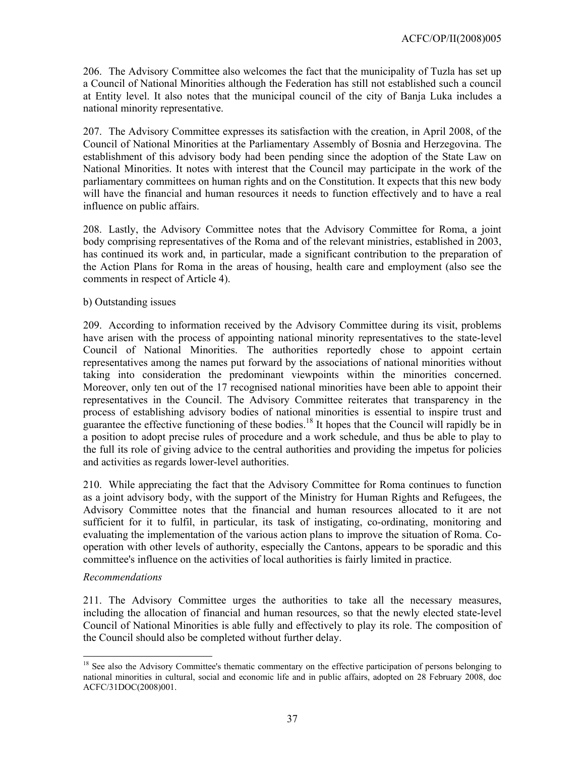206. The Advisory Committee also welcomes the fact that the municipality of Tuzla has set up a Council of National Minorities although the Federation has still not established such a council at Entity level. It also notes that the municipal council of the city of Banja Luka includes a national minority representative.

207. The Advisory Committee expresses its satisfaction with the creation, in April 2008, of the Council of National Minorities at the Parliamentary Assembly of Bosnia and Herzegovina. The establishment of this advisory body had been pending since the adoption of the State Law on National Minorities. It notes with interest that the Council may participate in the work of the parliamentary committees on human rights and on the Constitution. It expects that this new body will have the financial and human resources it needs to function effectively and to have a real influence on public affairs.

208. Lastly, the Advisory Committee notes that the Advisory Committee for Roma, a joint body comprising representatives of the Roma and of the relevant ministries, established in 2003, has continued its work and, in particular, made a significant contribution to the preparation of the Action Plans for Roma in the areas of housing, health care and employment (also see the comments in respect of Article 4).

b) Outstanding issues

209. According to information received by the Advisory Committee during its visit, problems have arisen with the process of appointing national minority representatives to the state-level Council of National Minorities. The authorities reportedly chose to appoint certain representatives among the names put forward by the associations of national minorities without taking into consideration the predominant viewpoints within the minorities concerned. Moreover, only ten out of the 17 recognised national minorities have been able to appoint their representatives in the Council. The Advisory Committee reiterates that transparency in the process of establishing advisory bodies of national minorities is essential to inspire trust and guarantee the effective functioning of these bodies.[18] It hopes that the Council will rapidly be in a position to adopt precise rules of procedure and a work schedule, and thus be able to play to the full its role of giving advice to the central authorities and providing the impetus for policies and activities as regards lower-level authorities.

210. While appreciating the fact that the Advisory Committee for Roma continues to function as a joint advisory body, with the support of the Ministry for Human Rights and Refugees, the Advisory Committee notes that the financial and human resources allocated to it are not sufficient for it to fulfil, in particular, its task of instigating, co-ordinating, monitoring and evaluating the implementation of the various action plans to improve the situation of Roma. Co-operation with other levels of authority, especially the Cantons, appears to be sporadic and this committee's influence on the activities of local authorities is fairly limited in practice.

*Recommendations*

211. The Advisory Committee urges the authorities to take all the necessary measures, including the allocation of financial and human resources, so that the newly elected state-level Council of National Minorities is able fully and effectively to play its role. The composition of the Council should also be completed without further delay.

---

[18] See also the Advisory Committee's thematic commentary on the effective participation of persons belonging to national minorities in cultural, social and economic life and in public affairs, adopted on 28 February 2008, doc ACFC/31DOC(2008)001.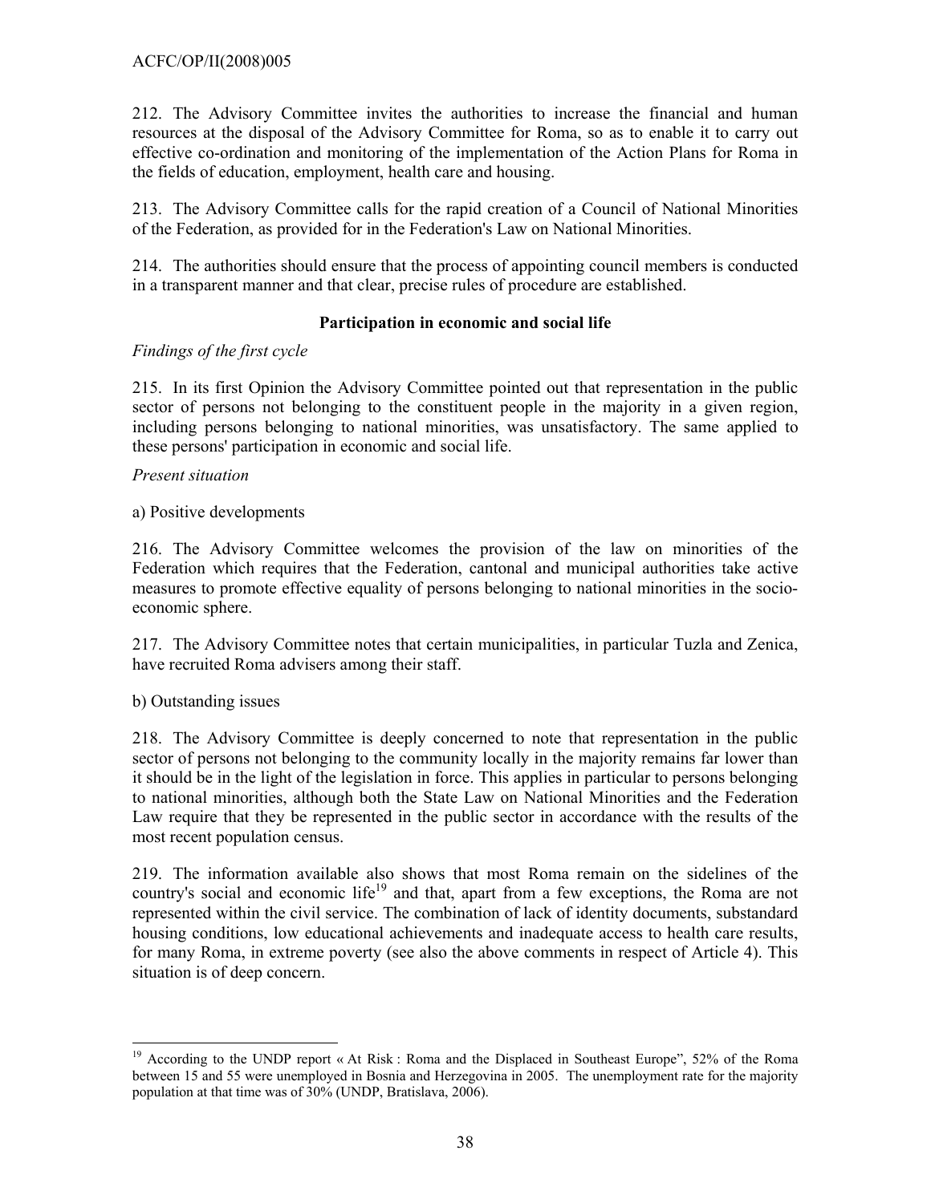212. The Advisory Committee invites the authorities to increase the financial and human resources at the disposal of the Advisory Committee for Roma, so as to enable it to carry out effective co-ordination and monitoring of the implementation of the Action Plans for Roma in the fields of education, employment, health care and housing.

213. The Advisory Committee calls for the rapid creation of a Council of National Minorities of the Federation, as provided for in the Federation's Law on National Minorities.

214. The authorities should ensure that the process of appointing council members is conducted in a transparent manner and that clear, precise rules of procedure are established.

### Participation in economic and social life

*Findings of the first cycle*

215. In its first Opinion the Advisory Committee pointed out that representation in the public sector of persons not belonging to the constituent people in the majority in a given region, including persons belonging to national minorities, was unsatisfactory. The same applied to these persons' participation in economic and social life.

*Present situation*

a) Positive developments

216. The Advisory Committee welcomes the provision of the law on minorities of the Federation which requires that the Federation, cantonal and municipal authorities take active measures to promote effective equality of persons belonging to national minorities in the socio-economic sphere.

217. The Advisory Committee notes that certain municipalities, in particular Tuzla and Zenica, have recruited Roma advisers among their staff.

b) Outstanding issues

218. The Advisory Committee is deeply concerned to note that representation in the public sector of persons not belonging to the community locally in the majority remains far lower than it should be in the light of the legislation in force. This applies in particular to persons belonging to national minorities, although both the State Law on National Minorities and the Federation Law require that they be represented in the public sector in accordance with the results of the most recent population census.

219. The information available also shows that most Roma remain on the sidelines of the country's social and economic life[19] and that, apart from a few exceptions, the Roma are not represented within the civil service. The combination of lack of identity documents, substandard housing conditions, low educational achievements and inadequate access to health care results, for many Roma, in extreme poverty (see also the above comments in respect of Article 4). This situation is of deep concern.

---

[19] According to the UNDP report « At Risk : Roma and the Displaced in Southeast Europe", 52% of the Roma between 15 and 55 were unemployed in Bosnia and Herzegovina in 2005. The unemployment rate for the majority population at that time was of 30% (UNDP, Bratislava, 2006).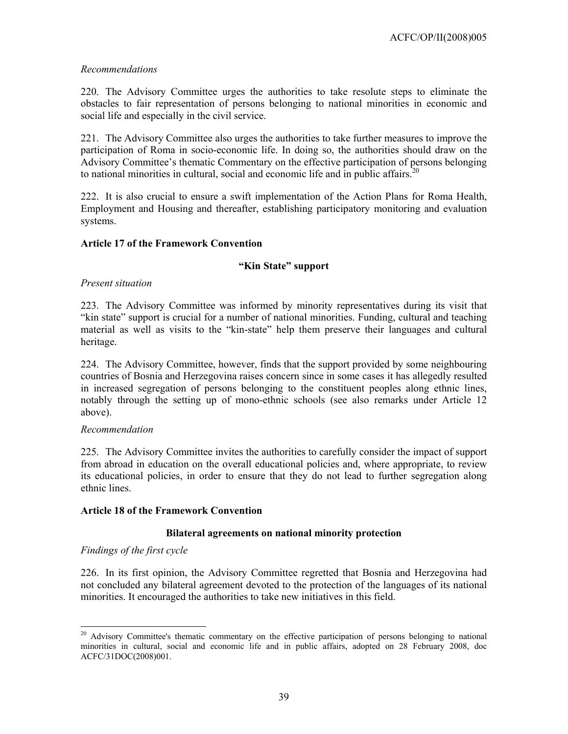*Recommendations*

220. The Advisory Committee urges the authorities to take resolute steps to eliminate the obstacles to fair representation of persons belonging to national minorities in economic and social life and especially in the civil service.

221. The Advisory Committee also urges the authorities to take further measures to improve the participation of Roma in socio-economic life. In doing so, the authorities should draw on the Advisory Committee's thematic Commentary on the effective participation of persons belonging to national minorities in cultural, social and economic life and in public affairs.[20]

222. It is also crucial to ensure a swift implementation of the Action Plans for Roma Health, Employment and Housing and thereafter, establishing participatory monitoring and evaluation systems.

**Article 17 of the Framework Convention**

**"Kin State" support**

*Present situation*

223. The Advisory Committee was informed by minority representatives during its visit that "kin state" support is crucial for a number of national minorities. Funding, cultural and teaching material as well as visits to the "kin-state" help them preserve their languages and cultural heritage.

224. The Advisory Committee, however, finds that the support provided by some neighbouring countries of Bosnia and Herzegovina raises concern since in some cases it has allegedly resulted in increased segregation of persons belonging to the constituent peoples along ethnic lines, notably through the setting up of mono-ethnic schools (see also remarks under Article 12 above).

*Recommendation*

225. The Advisory Committee invites the authorities to carefully consider the impact of support from abroad in education on the overall educational policies and, where appropriate, to review its educational policies, in order to ensure that they do not lead to further segregation along ethnic lines.

**Article 18 of the Framework Convention**

**Bilateral agreements on national minority protection**

*Findings of the first cycle*

226. In its first opinion, the Advisory Committee regretted that Bosnia and Herzegovina had not concluded any bilateral agreement devoted to the protection of the languages of its national minorities. It encouraged the authorities to take new initiatives in this field.

---

[20] Advisory Committee's thematic commentary on the effective participation of persons belonging to national minorities in cultural, social and economic life and in public affairs, adopted on 28 February 2008, doc ACFC/31DOC(2008)001.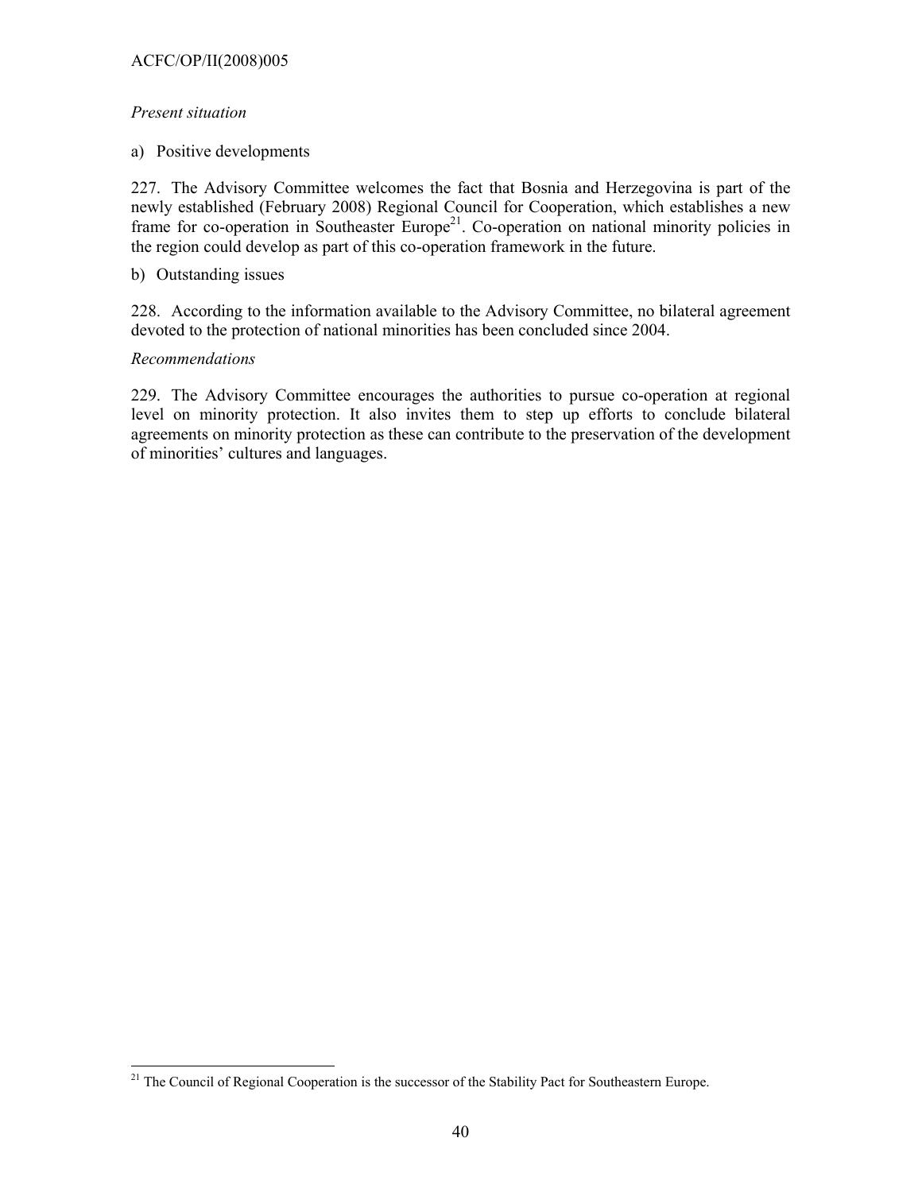*Present situation*

a) Positive developments

227. The Advisory Committee welcomes the fact that Bosnia and Herzegovina is part of the newly established (February 2008) Regional Council for Cooperation, which establishes a new frame for co-operation in Southeaster Europe[21]. Co-operation on national minority policies in the region could develop as part of this co-operation framework in the future.

b) Outstanding issues

228. According to the information available to the Advisory Committee, no bilateral agreement devoted to the protection of national minorities has been concluded since 2004.

*Recommendations*

229. The Advisory Committee encourages the authorities to pursue co-operation at regional level on minority protection. It also invites them to step up efforts to conclude bilateral agreements on minority protection as these can contribute to the preservation of the development of minorities' cultures and languages.

---

[21] The Council of Regional Cooperation is the successor of the Stability Pact for Southeastern Europe.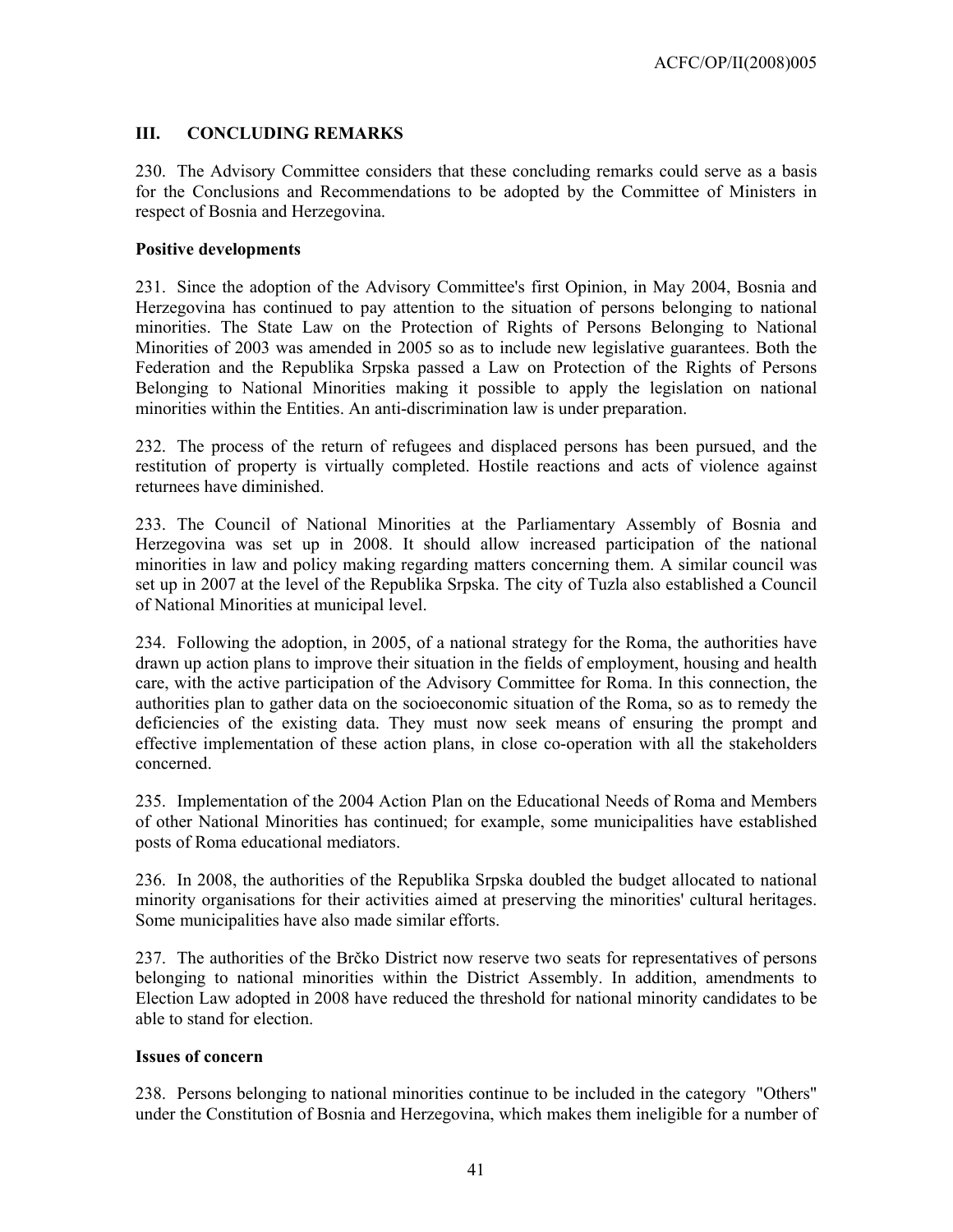## III. CONCLUDING REMARKS

230. The Advisory Committee considers that these concluding remarks could serve as a basis for the Conclusions and Recommendations to be adopted by the Committee of Ministers in respect of Bosnia and Herzegovina.

**Positive developments**

231. Since the adoption of the Advisory Committee's first Opinion, in May 2004, Bosnia and Herzegovina has continued to pay attention to the situation of persons belonging to national minorities. The State Law on the Protection of Rights of Persons Belonging to National Minorities of 2003 was amended in 2005 so as to include new legislative guarantees. Both the Federation and the Republika Srpska passed a Law on Protection of the Rights of Persons Belonging to National Minorities making it possible to apply the legislation on national minorities within the Entities. An anti-discrimination law is under preparation.

232. The process of the return of refugees and displaced persons has been pursued, and the restitution of property is virtually completed. Hostile reactions and acts of violence against returnees have diminished.

233. The Council of National Minorities at the Parliamentary Assembly of Bosnia and Herzegovina was set up in 2008. It should allow increased participation of the national minorities in law and policy making regarding matters concerning them. A similar council was set up in 2007 at the level of the Republika Srpska. The city of Tuzla also established a Council of National Minorities at municipal level.

234. Following the adoption, in 2005, of a national strategy for the Roma, the authorities have drawn up action plans to improve their situation in the fields of employment, housing and health care, with the active participation of the Advisory Committee for Roma. In this connection, the authorities plan to gather data on the socioeconomic situation of the Roma, so as to remedy the deficiencies of the existing data. They must now seek means of ensuring the prompt and effective implementation of these action plans, in close co-operation with all the stakeholders concerned.

235. Implementation of the 2004 Action Plan on the Educational Needs of Roma and Members of other National Minorities has continued; for example, some municipalities have established posts of Roma educational mediators.

236. In 2008, the authorities of the Republika Srpska doubled the budget allocated to national minority organisations for their activities aimed at preserving the minorities' cultural heritages. Some municipalities have also made similar efforts.

237. The authorities of the Brčko District now reserve two seats for representatives of persons belonging to national minorities within the District Assembly. In addition, amendments to Election Law adopted in 2008 have reduced the threshold for national minority candidates to be able to stand for election.

**Issues of concern**

238. Persons belonging to national minorities continue to be included in the category "Others" under the Constitution of Bosnia and Herzegovina, which makes them ineligible for a number of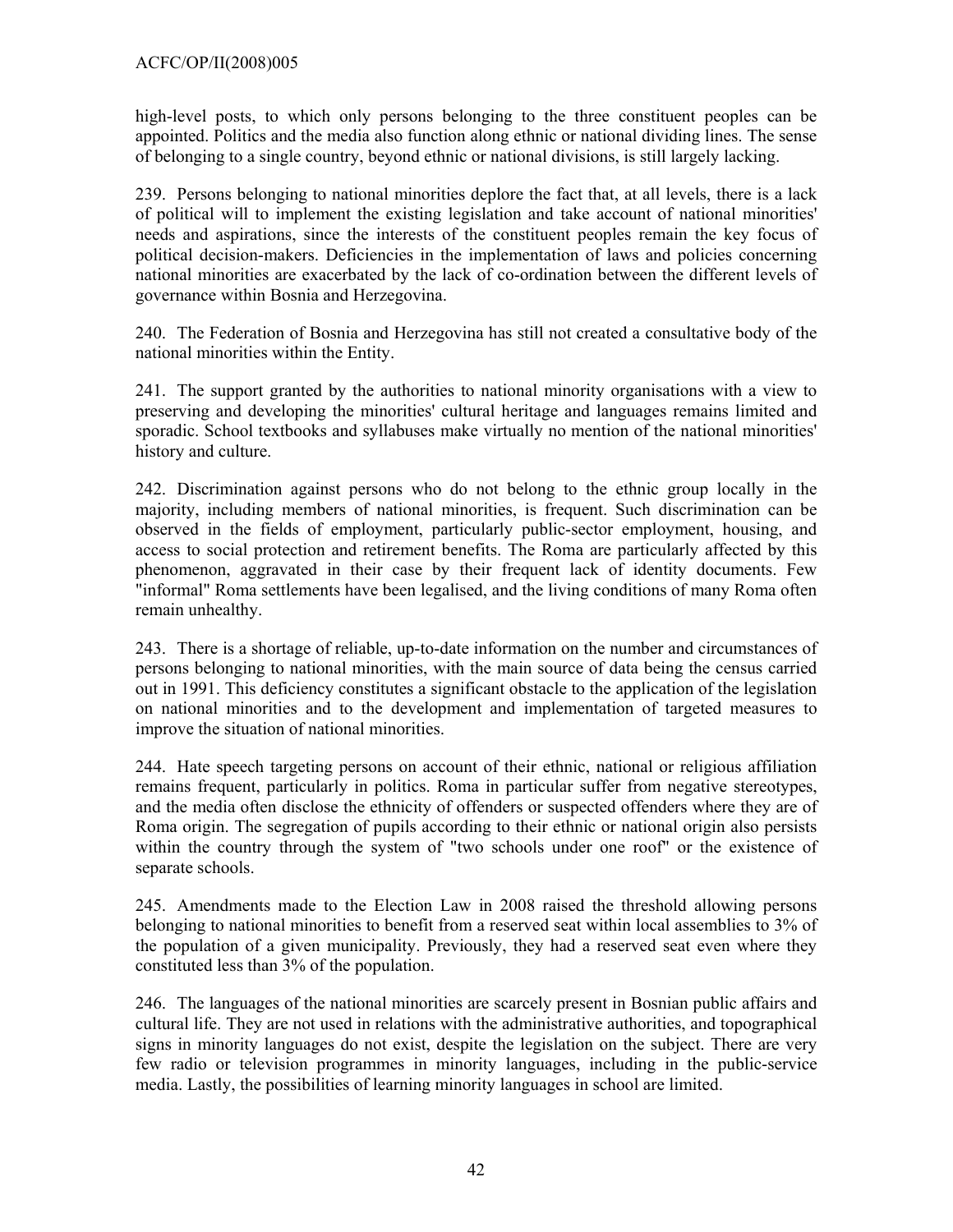high-level posts, to which only persons belonging to the three constituent peoples can be appointed. Politics and the media also function along ethnic or national dividing lines. The sense of belonging to a single country, beyond ethnic or national divisions, is still largely lacking.

239. Persons belonging to national minorities deplore the fact that, at all levels, there is a lack of political will to implement the existing legislation and take account of national minorities' needs and aspirations, since the interests of the constituent peoples remain the key focus of political decision-makers. Deficiencies in the implementation of laws and policies concerning national minorities are exacerbated by the lack of co-ordination between the different levels of governance within Bosnia and Herzegovina.

240. The Federation of Bosnia and Herzegovina has still not created a consultative body of the national minorities within the Entity.

241. The support granted by the authorities to national minority organisations with a view to preserving and developing the minorities' cultural heritage and languages remains limited and sporadic. School textbooks and syllabuses make virtually no mention of the national minorities' history and culture.

242. Discrimination against persons who do not belong to the ethnic group locally in the majority, including members of national minorities, is frequent. Such discrimination can be observed in the fields of employment, particularly public-sector employment, housing, and access to social protection and retirement benefits. The Roma are particularly affected by this phenomenon, aggravated in their case by their frequent lack of identity documents. Few "informal" Roma settlements have been legalised, and the living conditions of many Roma often remain unhealthy.

243. There is a shortage of reliable, up-to-date information on the number and circumstances of persons belonging to national minorities, with the main source of data being the census carried out in 1991. This deficiency constitutes a significant obstacle to the application of the legislation on national minorities and to the development and implementation of targeted measures to improve the situation of national minorities.

244. Hate speech targeting persons on account of their ethnic, national or religious affiliation remains frequent, particularly in politics. Roma in particular suffer from negative stereotypes, and the media often disclose the ethnicity of offenders or suspected offenders where they are of Roma origin. The segregation of pupils according to their ethnic or national origin also persists within the country through the system of "two schools under one roof" or the existence of separate schools.

245. Amendments made to the Election Law in 2008 raised the threshold allowing persons belonging to national minorities to benefit from a reserved seat within local assemblies to 3% of the population of a given municipality. Previously, they had a reserved seat even where they constituted less than 3% of the population.

246. The languages of the national minorities are scarcely present in Bosnian public affairs and cultural life. They are not used in relations with the administrative authorities, and topographical signs in minority languages do not exist, despite the legislation on the subject. There are very few radio or television programmes in minority languages, including in the public-service media. Lastly, the possibilities of learning minority languages in school are limited.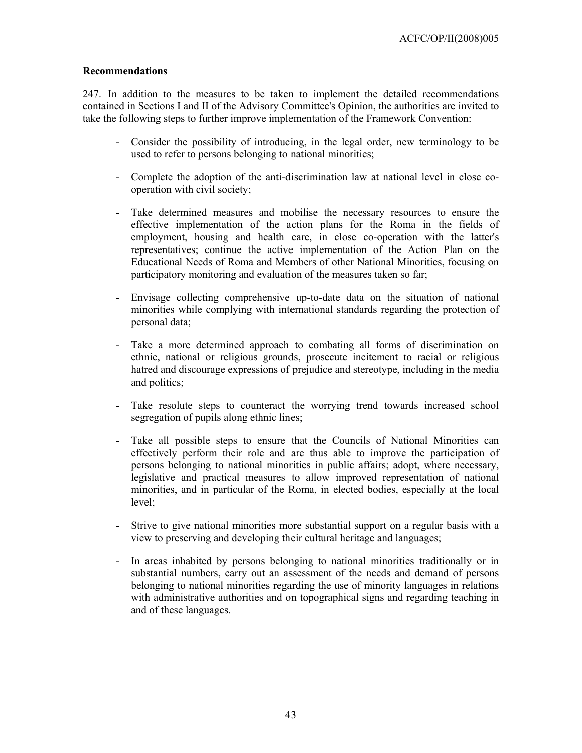**Recommendations**

247. In addition to the measures to be taken to implement the detailed recommendations contained in Sections I and II of the Advisory Committee's Opinion, the authorities are invited to take the following steps to further improve implementation of the Framework Convention:

- Consider the possibility of introducing, in the legal order, new terminology to be used to refer to persons belonging to national minorities;

- Complete the adoption of the anti-discrimination law at national level in close co-operation with civil society;

- Take determined measures and mobilise the necessary resources to ensure the effective implementation of the action plans for the Roma in the fields of employment, housing and health care, in close co-operation with the latter's representatives; continue the active implementation of the Action Plan on the Educational Needs of Roma and Members of other National Minorities, focusing on participatory monitoring and evaluation of the measures taken so far;

- Envisage collecting comprehensive up-to-date data on the situation of national minorities while complying with international standards regarding the protection of personal data;

- Take a more determined approach to combating all forms of discrimination on ethnic, national or religious grounds, prosecute incitement to racial or religious hatred and discourage expressions of prejudice and stereotype, including in the media and politics;

- Take resolute steps to counteract the worrying trend towards increased school segregation of pupils along ethnic lines;

- Take all possible steps to ensure that the Councils of National Minorities can effectively perform their role and are thus able to improve the participation of persons belonging to national minorities in public affairs; adopt, where necessary, legislative and practical measures to allow improved representation of national minorities, and in particular of the Roma, in elected bodies, especially at the local level;

- Strive to give national minorities more substantial support on a regular basis with a view to preserving and developing their cultural heritage and languages;

- In areas inhabited by persons belonging to national minorities traditionally or in substantial numbers, carry out an assessment of the needs and demand of persons belonging to national minorities regarding the use of minority languages in relations with administrative authorities and on topographical signs and regarding teaching in and of these languages.